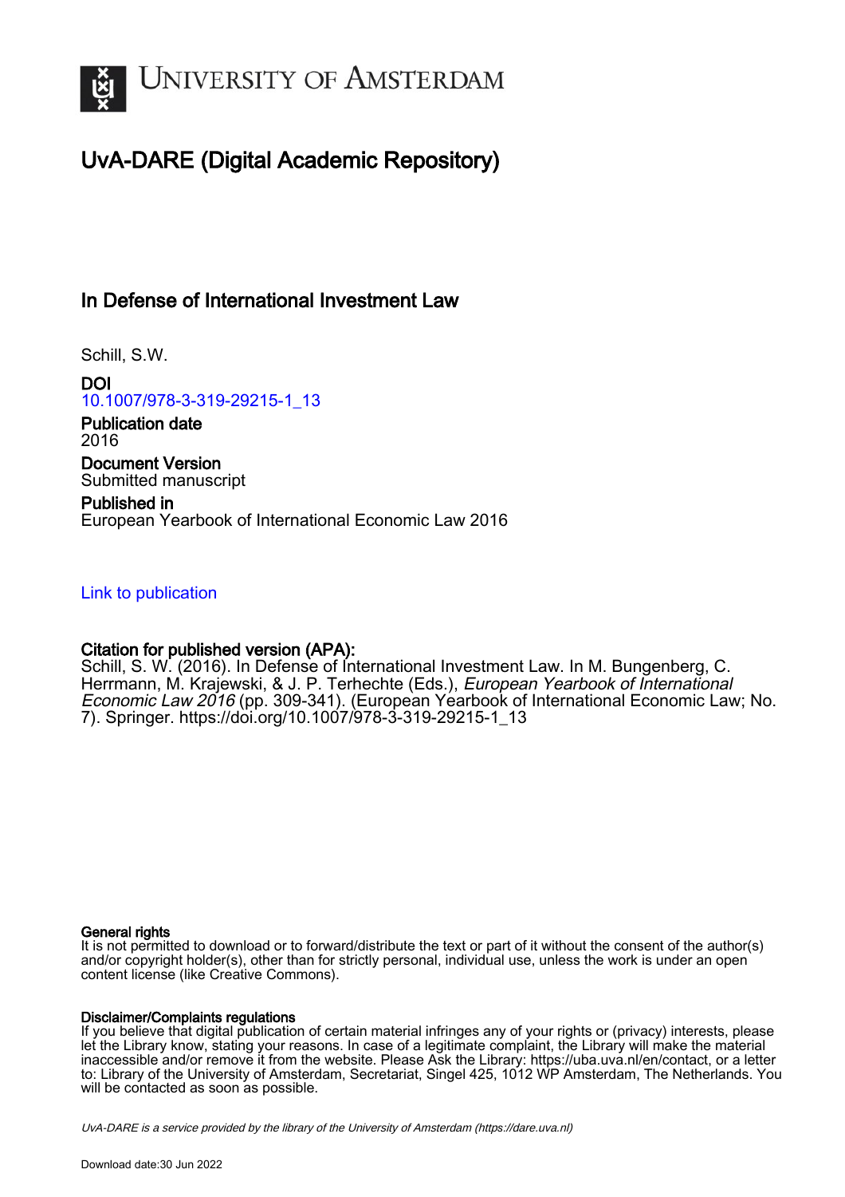# UvA-DARE (Digital Academic Repository)

## In Defense of International Investment Law

Schill, S.W.

**DOI**
10.1007/978-3-319-29215-1_13

**Publication date**
2016

**Document Version**
Submitted manuscript

**Published in**
European Yearbook of International Economic Law 2016

Link to publication

**Citation for published version (APA):**
Schill, S. W. (2016). In Defense of International Investment Law. In M. Bungenberg, C. Herrmann, M. Krajewski, & J. P. Terhechte (Eds.), *European Yearbook of International Economic Law 2016* (pp. 309-341). (European Yearbook of International Economic Law; No. 7). Springer. https://doi.org/10.1007/978-3-319-29215-1_13

**General rights**
It is not permitted to download or to forward/distribute the text or part of it without the consent of the author(s) and/or copyright holder(s), other than for strictly personal, individual use, unless the work is under an open content license (like Creative Commons).

**Disclaimer/Complaints regulations**
If you believe that digital publication of certain material infringes any of your rights or (privacy) interests, please let the Library know, stating your reasons. In case of a legitimate complaint, the Library will make the material inaccessible and/or remove it from the website. Please Ask the Library: https://uba.uva.nl/en/contact, or a letter to: Library of the University of Amsterdam, Secretariat, Singel 425, 1012 WP Amsterdam, The Netherlands. You will be contacted as soon as possible.

*UvA-DARE is a service provided by the library of the University of Amsterdam (https://dare.uva.nl)*

Download date:30 Jun 2022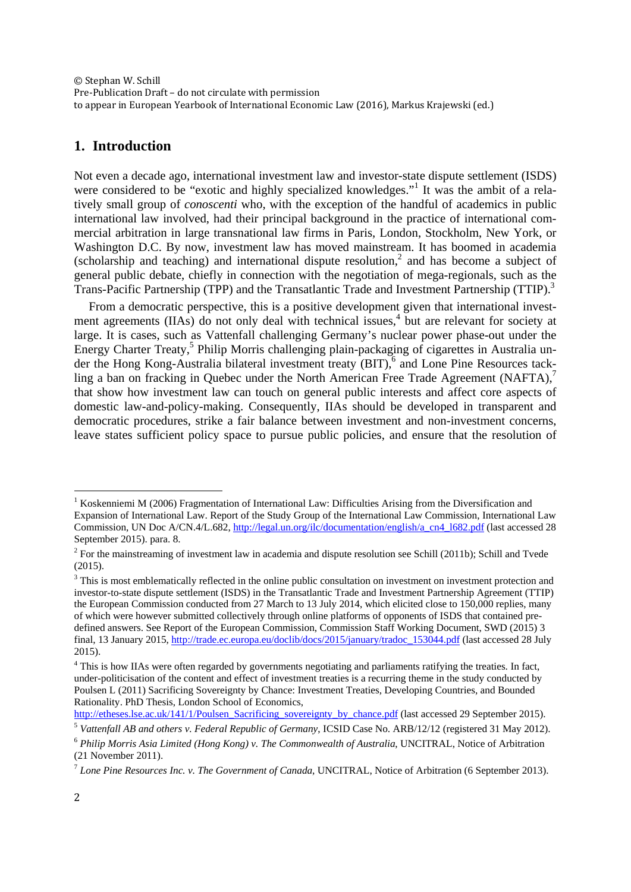© Stephan W. Schill
Pre-Publication Draft – do not circulate with permission
to appear in European Yearbook of International Economic Law (2016), Markus Krajewski (ed.)

## 1. Introduction

Not even a decade ago, international investment law and investor-state dispute settlement (ISDS) were considered to be "exotic and highly specialized knowledges."[1] It was the ambit of a relatively small group of *conoscenti* who, with the exception of the handful of academics in public international law involved, had their principal background in the practice of international commercial arbitration in large transnational law firms in Paris, London, Stockholm, New York, or Washington D.C. By now, investment law has moved mainstream. It has boomed in academia (scholarship and teaching) and international dispute resolution,[2] and has become a subject of general public debate, chiefly in connection with the negotiation of mega-regionals, such as the Trans-Pacific Partnership (TPP) and the Transatlantic Trade and Investment Partnership (TTIP).[3]

From a democratic perspective, this is a positive development given that international investment agreements (IIAs) do not only deal with technical issues,[4] but are relevant for society at large. It is cases, such as Vattenfall challenging Germany's nuclear power phase-out under the Energy Charter Treaty,[5] Philip Morris challenging plain-packaging of cigarettes in Australia under the Hong Kong-Australia bilateral investment treaty (BIT),[6] and Lone Pine Resources tackling a ban on fracking in Quebec under the North American Free Trade Agreement (NAFTA),[7] that show how investment law can touch on general public interests and affect core aspects of domestic law-and-policy-making. Consequently, IIAs should be developed in transparent and democratic procedures, strike a fair balance between investment and non-investment concerns, leave states sufficient policy space to pursue public policies, and ensure that the resolution of

---

[1] Koskenniemi M (2006) Fragmentation of International Law: Difficulties Arising from the Diversification and Expansion of International Law. Report of the Study Group of the International Law Commission, International Law Commission, UN Doc A/CN.4/L.682, http://legal.un.org/ilc/documentation/english/a_cn4_l682.pdf (last accessed 28 September 2015). para. 8.

[2] For the mainstreaming of investment law in academia and dispute resolution see Schill (2011b); Schill and Tvede (2015).

[3] This is most emblematically reflected in the online public consultation on investment on investment protection and investor-to-state dispute settlement (ISDS) in the Transatlantic Trade and Investment Partnership Agreement (TTIP) the European Commission conducted from 27 March to 13 July 2014, which elicited close to 150,000 replies, many of which were however submitted collectively through online platforms of opponents of ISDS that contained pre-defined answers. See Report of the European Commission, Commission Staff Working Document, SWD (2015) 3 final, 13 January 2015, http://trade.ec.europa.eu/doclib/docs/2015/january/tradoc_153044.pdf (last accessed 28 July 2015).

[4] This is how IIAs were often regarded by governments negotiating and parliaments ratifying the treaties. In fact, under-politicisation of the content and effect of investment treaties is a recurring theme in the study conducted by Poulsen L (2011) Sacrificing Sovereignty by Chance: Investment Treaties, Developing Countries, and Bounded Rationality. PhD Thesis, London School of Economics, http://etheses.lse.ac.uk/141/1/Poulsen_Sacrificing_sovereignty_by_chance.pdf (last accessed 29 September 2015).

[5] *Vattenfall AB and others v. Federal Republic of Germany*, ICSID Case No. ARB/12/12 (registered 31 May 2012).

[6] *Philip Morris Asia Limited (Hong Kong) v. The Commonwealth of Australia*, UNCITRAL, Notice of Arbitration (21 November 2011).

[7] *Lone Pine Resources Inc. v. The Government of Canada*, UNCITRAL, Notice of Arbitration (6 September 2013).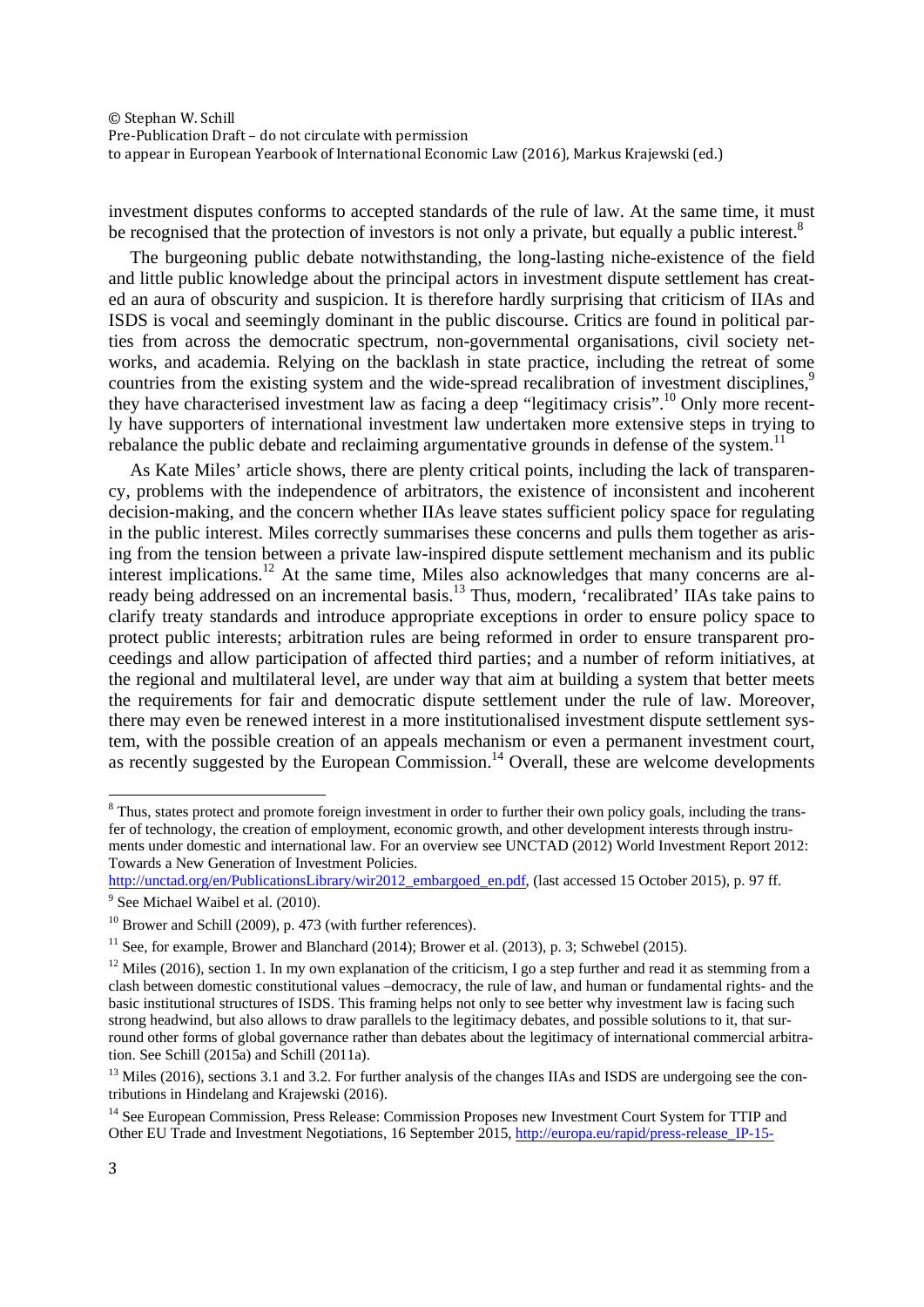investment disputes conforms to accepted standards of the rule of law. At the same time, it must be recognised that the protection of investors is not only a private, but equally a public interest.[8]

The burgeoning public debate notwithstanding, the long-lasting niche-existence of the field and little public knowledge about the principal actors in investment dispute settlement has created an aura of obscurity and suspicion. It is therefore hardly surprising that criticism of IIAs and ISDS is vocal and seemingly dominant in the public discourse. Critics are found in political parties from across the democratic spectrum, non-governmental organisations, civil society networks, and academia. Relying on the backlash in state practice, including the retreat of some countries from the existing system and the wide-spread recalibration of investment disciplines,[9] they have characterised investment law as facing a deep "legitimacy crisis".[10] Only more recently have supporters of international investment law undertaken more extensive steps in trying to rebalance the public debate and reclaiming argumentative grounds in defense of the system.[11]

As Kate Miles' article shows, there are plenty critical points, including the lack of transparency, problems with the independence of arbitrators, the existence of inconsistent and incoherent decision-making, and the concern whether IIAs leave states sufficient policy space for regulating in the public interest. Miles correctly summarises these concerns and pulls them together as arising from the tension between a private law-inspired dispute settlement mechanism and its public interest implications.[12] At the same time, Miles also acknowledges that many concerns are already being addressed on an incremental basis.[13] Thus, modern, 'recalibrated' IIAs take pains to clarify treaty standards and introduce appropriate exceptions in order to ensure policy space to protect public interests; arbitration rules are being reformed in order to ensure transparent proceedings and allow participation of affected third parties; and a number of reform initiatives, at the regional and multilateral level, are under way that aim at building a system that better meets the requirements for fair and democratic dispute settlement under the rule of law. Moreover, there may even be renewed interest in a more institutionalised investment dispute settlement system, with the possible creation of an appeals mechanism or even a permanent investment court, as recently suggested by the European Commission.[14] Overall, these are welcome developments

---

[8] Thus, states protect and promote foreign investment in order to further their own policy goals, including the transfer of technology, the creation of employment, economic growth, and other development interests through instruments under domestic and international law. For an overview see UNCTAD (2012) World Investment Report 2012: Towards a New Generation of Investment Policies. http://unctad.org/en/PublicationsLibrary/wir2012_embargoed_en.pdf, (last accessed 15 October 2015), p. 97 ff.

[9] See Michael Waibel et al. (2010).

[10] Brower and Schill (2009), p. 473 (with further references).

[11] See, for example, Brower and Blanchard (2014); Brower et al. (2013), p. 3; Schwebel (2015).

[12] Miles (2016), section 1. In my own explanation of the criticism, I go a step further and read it as stemming from a clash between domestic constitutional values –democracy, the rule of law, and human or fundamental rights- and the basic institutional structures of ISDS. This framing helps not only to see better why investment law is facing such strong headwind, but also allows to draw parallels to the legitimacy debates, and possible solutions to it, that surround other forms of global governance rather than debates about the legitimacy of international commercial arbitration. See Schill (2015a) and Schill (2011a).

[13] Miles (2016), sections 3.1 and 3.2. For further analysis of the changes IIAs and ISDS are undergoing see the contributions in Hindelang and Krajewski (2016).

[14] See European Commission, Press Release: Commission Proposes new Investment Court System for TTIP and Other EU Trade and Investment Negotiations, 16 September 2015, http://europa.eu/rapid/press-release_IP-15-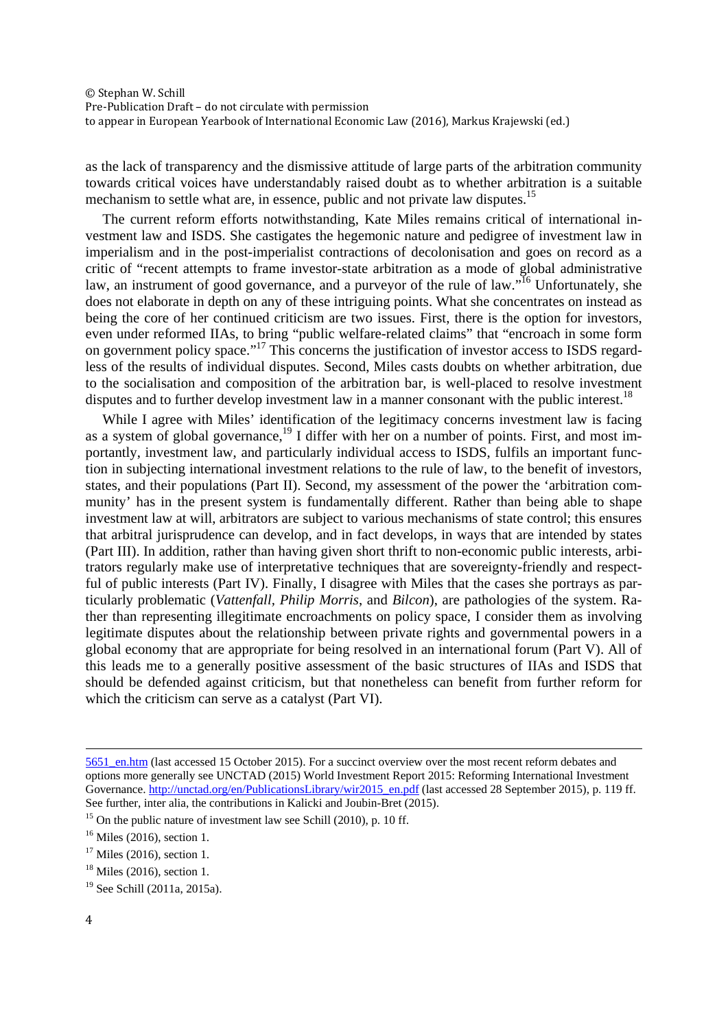as the lack of transparency and the dismissive attitude of large parts of the arbitration community towards critical voices have understandably raised doubt as to whether arbitration is a suitable mechanism to settle what are, in essence, public and not private law disputes.[15]

The current reform efforts notwithstanding, Kate Miles remains critical of international investment law and ISDS. She castigates the hegemonic nature and pedigree of investment law in imperialism and in the post-imperialist contractions of decolonisation and goes on record as a critic of "recent attempts to frame investor-state arbitration as a mode of global administrative law, an instrument of good governance, and a purveyor of the rule of law."[16] Unfortunately, she does not elaborate in depth on any of these intriguing points. What she concentrates on instead as being the core of her continued criticism are two issues. First, there is the option for investors, even under reformed IIAs, to bring "public welfare-related claims" that "encroach in some form on government policy space."[17] This concerns the justification of investor access to ISDS regardless of the results of individual disputes. Second, Miles casts doubts on whether arbitration, due to the socialisation and composition of the arbitration bar, is well-placed to resolve investment disputes and to further develop investment law in a manner consonant with the public interest.[18]

While I agree with Miles' identification of the legitimacy concerns investment law is facing as a system of global governance,[19] I differ with her on a number of points. First, and most importantly, investment law, and particularly individual access to ISDS, fulfils an important function in subjecting international investment relations to the rule of law, to the benefit of investors, states, and their populations (Part II). Second, my assessment of the power the 'arbitration community' has in the present system is fundamentally different. Rather than being able to shape investment law at will, arbitrators are subject to various mechanisms of state control; this ensures that arbitral jurisprudence can develop, and in fact develops, in ways that are intended by states (Part III). In addition, rather than having given short thrift to non-economic public interests, arbitrators regularly make use of interpretative techniques that are sovereignty-friendly and respectful of public interests (Part IV). Finally, I disagree with Miles that the cases she portrays as particularly problematic (*Vattenfall*, *Philip Morris*, and *Bilcon*), are pathologies of the system. Rather than representing illegitimate encroachments on policy space, I consider them as involving legitimate disputes about the relationship between private rights and governmental powers in a global economy that are appropriate for being resolved in an international forum (Part V). All of this leads me to a generally positive assessment of the basic structures of IIAs and ISDS that should be defended against criticism, but that nonetheless can benefit from further reform for which the criticism can serve as a catalyst (Part VI).

---

5651_en.htm (last accessed 15 October 2015). For a succinct overview over the most recent reform debates and options more generally see UNCTAD (2015) World Investment Report 2015: Reforming International Investment Governance. http://unctad.org/en/PublicationsLibrary/wir2015_en.pdf (last accessed 28 September 2015), p. 119 ff. See further, inter alia, the contributions in Kalicki and Joubin-Bret (2015).

[15] On the public nature of investment law see Schill (2010), p. 10 ff.

[16] Miles (2016), section 1.

[17] Miles (2016), section 1.

[18] Miles (2016), section 1.

[19] See Schill (2011a, 2015a).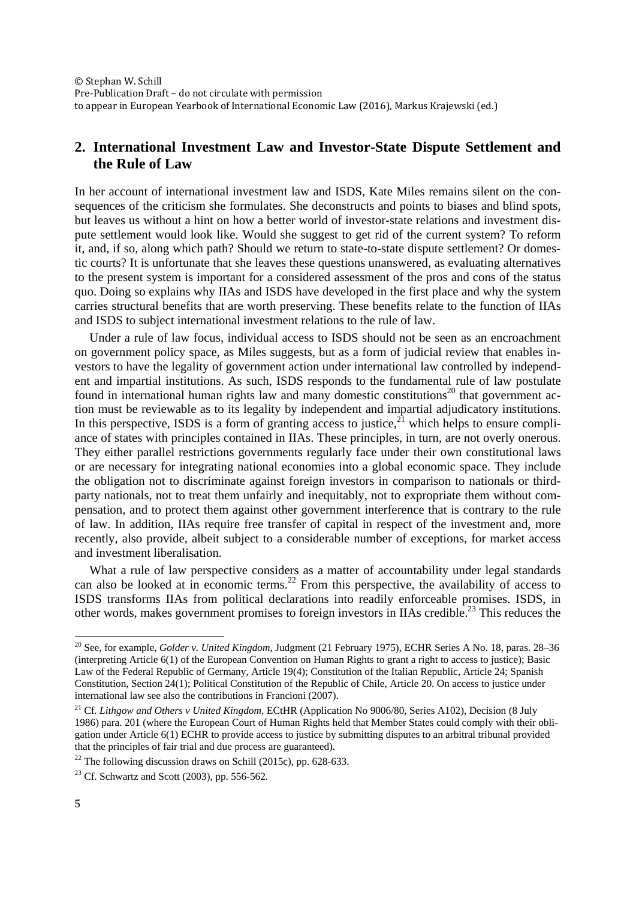## 2. International Investment Law and Investor-State Dispute Settlement and the Rule of Law

In her account of international investment law and ISDS, Kate Miles remains silent on the consequences of the criticism she formulates. She deconstructs and points to biases and blind spots, but leaves us without a hint on how a better world of investor-state relations and investment dispute settlement would look like. Would she suggest to get rid of the current system? To reform it, and, if so, along which path? Should we return to state-to-state dispute settlement? Or domestic courts? It is unfortunate that she leaves these questions unanswered, as evaluating alternatives to the present system is important for a considered assessment of the pros and cons of the status quo. Doing so explains why IIAs and ISDS have developed in the first place and why the system carries structural benefits that are worth preserving. These benefits relate to the function of IIAs and ISDS to subject international investment relations to the rule of law.

Under a rule of law focus, individual access to ISDS should not be seen as an encroachment on government policy space, as Miles suggests, but as a form of judicial review that enables investors to have the legality of government action under international law controlled by independent and impartial institutions. As such, ISDS responds to the fundamental rule of law postulate found in international human rights law and many domestic constitutions[20] that government action must be reviewable as to its legality by independent and impartial adjudicatory institutions. In this perspective, ISDS is a form of granting access to justice,[21] which helps to ensure compliance of states with principles contained in IIAs. These principles, in turn, are not overly onerous. They either parallel restrictions governments regularly face under their own constitutional laws or are necessary for integrating national economies into a global economic space. They include the obligation not to discriminate against foreign investors in comparison to nationals or third-party nationals, not to treat them unfairly and inequitably, not to expropriate them without compensation, and to protect them against other government interference that is contrary to the rule of law. In addition, IIAs require free transfer of capital in respect of the investment and, more recently, also provide, albeit subject to a considerable number of exceptions, for market access and investment liberalisation.

What a rule of law perspective considers as a matter of accountability under legal standards can also be looked at in economic terms.[22] From this perspective, the availability of access to ISDS transforms IIAs from political declarations into readily enforceable promises. ISDS, in other words, makes government promises to foreign investors in IIAs credible.[23] This reduces the

---

[20] See, for example, *Golder v. United Kingdom*, Judgment (21 February 1975), ECHR Series A No. 18, paras. 28–36 (interpreting Article 6(1) of the European Convention on Human Rights to grant a right to access to justice); Basic Law of the Federal Republic of Germany, Article 19(4); Constitution of the Italian Republic, Article 24; Spanish Constitution, Section 24(1); Political Constitution of the Republic of Chile, Article 20. On access to justice under international law see also the contributions in Francioni (2007).

[21] Cf. *Lithgow and Others v United Kingdom*, ECtHR (Application No 9006/80, Series A102), Decision (8 July 1986) para. 201 (where the European Court of Human Rights held that Member States could comply with their obligation under Article 6(1) ECHR to provide access to justice by submitting disputes to an arbitral tribunal provided that the principles of fair trial and due process are guaranteed).

[22] The following discussion draws on Schill (2015c), pp. 628-633.

[23] Cf. Schwartz and Scott (2003), pp. 556-562.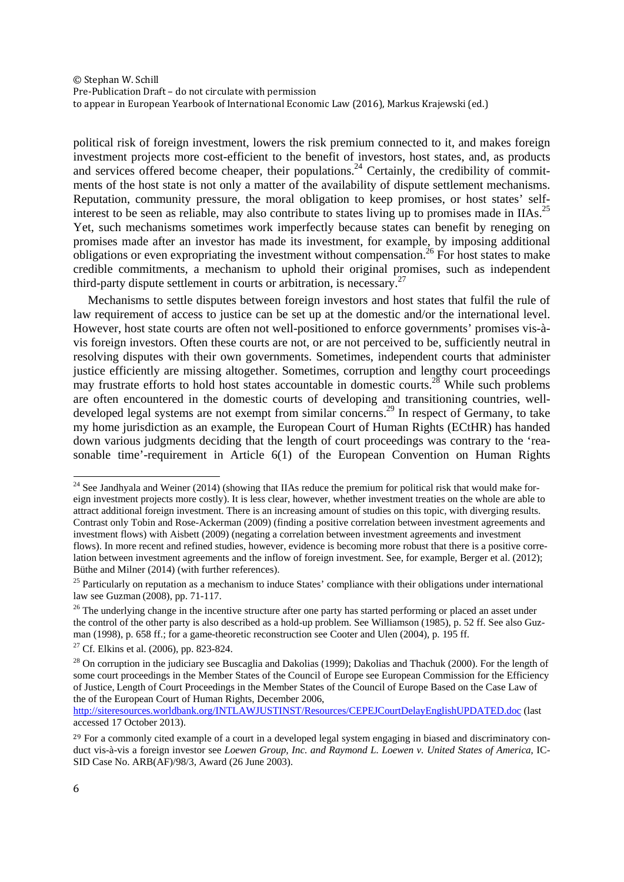political risk of foreign investment, lowers the risk premium connected to it, and makes foreign investment projects more cost-efficient to the benefit of investors, host states, and, as products and services offered become cheaper, their populations.[24] Certainly, the credibility of commitments of the host state is not only a matter of the availability of dispute settlement mechanisms. Reputation, community pressure, the moral obligation to keep promises, or host states' self-interest to be seen as reliable, may also contribute to states living up to promises made in IIAs.[25] Yet, such mechanisms sometimes work imperfectly because states can benefit by reneging on promises made after an investor has made its investment, for example, by imposing additional obligations or even expropriating the investment without compensation.[26] For host states to make credible commitments, a mechanism to uphold their original promises, such as independent third-party dispute settlement in courts or arbitration, is necessary.[27]

Mechanisms to settle disputes between foreign investors and host states that fulfil the rule of law requirement of access to justice can be set up at the domestic and/or the international level. However, host state courts are often not well-positioned to enforce governments' promises vis-à-vis foreign investors. Often these courts are not, or are not perceived to be, sufficiently neutral in resolving disputes with their own governments. Sometimes, independent courts that administer justice efficiently are missing altogether. Sometimes, corruption and lengthy court proceedings may frustrate efforts to hold host states accountable in domestic courts.[28] While such problems are often encountered in the domestic courts of developing and transitioning countries, well-developed legal systems are not exempt from similar concerns.[29] In respect of Germany, to take my home jurisdiction as an example, the European Court of Human Rights (ECtHR) has handed down various judgments deciding that the length of court proceedings was contrary to the 'reasonable time'-requirement in Article 6(1) of the European Convention on Human Rights

---

[24] See Jandhyala and Weiner (2014) (showing that IIAs reduce the premium for political risk that would make foreign investment projects more costly). It is less clear, however, whether investment treaties on the whole are able to attract additional foreign investment. There is an increasing amount of studies on this topic, with diverging results. Contrast only Tobin and Rose-Ackerman (2009) (finding a positive correlation between investment agreements and investment flows) with Aisbett (2009) (negating a correlation between investment agreements and investment flows). In more recent and refined studies, however, evidence is becoming more robust that there is a positive correlation between investment agreements and the inflow of foreign investment. See, for example, Berger et al. (2012); Büthe and Milner (2014) (with further references).

[25] Particularly on reputation as a mechanism to induce States' compliance with their obligations under international law see Guzman (2008), pp. 71-117.

[26] The underlying change in the incentive structure after one party has started performing or placed an asset under the control of the other party is also described as a hold-up problem. See Williamson (1985), p. 52 ff. See also Guzman (1998), p. 658 ff.; for a game-theoretic reconstruction see Cooter and Ulen (2004), p. 195 ff.

[27] Cf. Elkins et al. (2006), pp. 823-824.

[28] On corruption in the judiciary see Buscaglia and Dakolias (1999); Dakolias and Thachuk (2000). For the length of some court proceedings in the Member States of the Council of Europe see European Commission for the Efficiency of Justice, Length of Court Proceedings in the Member States of the Council of Europe Based on the Case Law of the of the European Court of Human Rights, December 2006, http://siteresources.worldbank.org/INTLAWJUSTINST/Resources/CEPEJCourtDelayEnglishUPDATED.doc (last accessed 17 October 2013).

[29] For a commonly cited example of a court in a developed legal system engaging in biased and discriminatory conduct vis-à-vis a foreign investor see *Loewen Group, Inc. and Raymond L. Loewen v. United States of America*, ICSID Case No. ARB(AF)/98/3, Award (26 June 2003).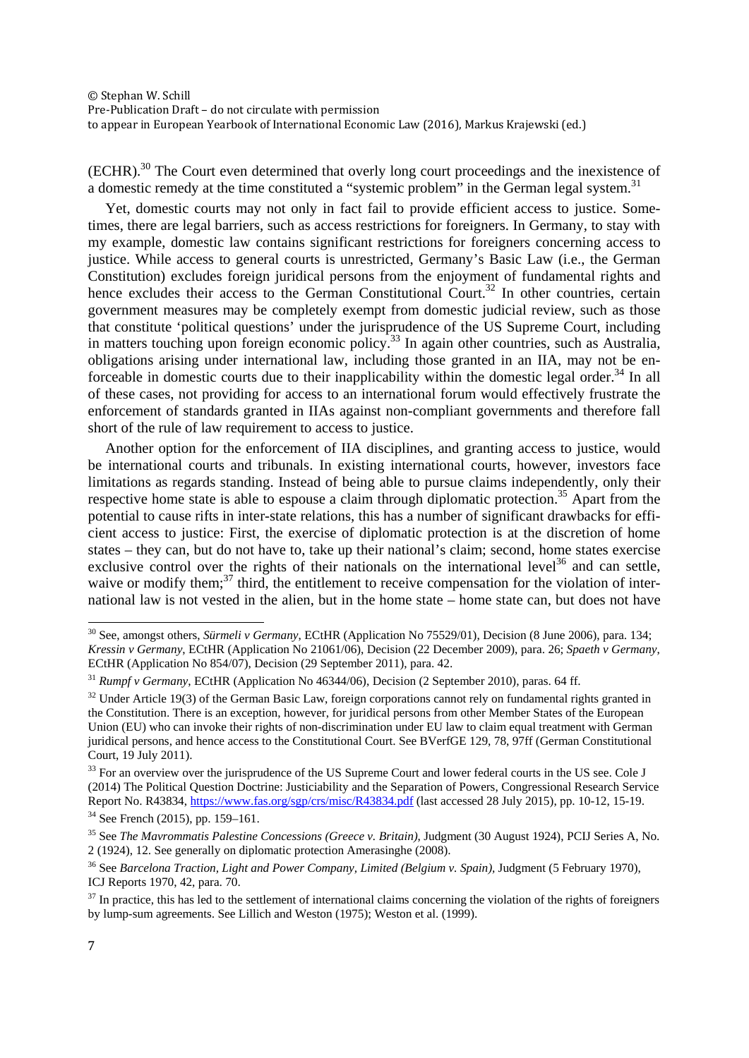(ECHR).[30] The Court even determined that overly long court proceedings and the inexistence of a domestic remedy at the time constituted a "systemic problem" in the German legal system.[31]

Yet, domestic courts may not only in fact fail to provide efficient access to justice. Sometimes, there are legal barriers, such as access restrictions for foreigners. In Germany, to stay with my example, domestic law contains significant restrictions for foreigners concerning access to justice. While access to general courts is unrestricted, Germany's Basic Law (i.e., the German Constitution) excludes foreign juridical persons from the enjoyment of fundamental rights and hence excludes their access to the German Constitutional Court.[32] In other countries, certain government measures may be completely exempt from domestic judicial review, such as those that constitute 'political questions' under the jurisprudence of the US Supreme Court, including in matters touching upon foreign economic policy.[33] In again other countries, such as Australia, obligations arising under international law, including those granted in an IIA, may not be enforceable in domestic courts due to their inapplicability within the domestic legal order.[34] In all of these cases, not providing for access to an international forum would effectively frustrate the enforcement of standards granted in IIAs against non-compliant governments and therefore fall short of the rule of law requirement to access to justice.

Another option for the enforcement of IIA disciplines, and granting access to justice, would be international courts and tribunals. In existing international courts, however, investors face limitations as regards standing. Instead of being able to pursue claims independently, only their respective home state is able to espouse a claim through diplomatic protection.[35] Apart from the potential to cause rifts in inter-state relations, this has a number of significant drawbacks for efficient access to justice: First, the exercise of diplomatic protection is at the discretion of home states – they can, but do not have to, take up their national's claim; second, home states exercise exclusive control over the rights of their nationals on the international level[36] and can settle, waive or modify them;[37] third, the entitlement to receive compensation for the violation of international law is not vested in the alien, but in the home state – home state can, but does not have

---

[30] See, amongst others, *Sürmeli v Germany*, ECtHR (Application No 75529/01), Decision (8 June 2006), para. 134; *Kressin v Germany*, ECtHR (Application No 21061/06), Decision (22 December 2009), para. 26; *Spaeth v Germany*, ECtHR (Application No 854/07), Decision (29 September 2011), para. 42.

[31] *Rumpf v Germany*, ECtHR (Application No 46344/06), Decision (2 September 2010), paras. 64 ff.

[32] Under Article 19(3) of the German Basic Law, foreign corporations cannot rely on fundamental rights granted in the Constitution. There is an exception, however, for juridical persons from other Member States of the European Union (EU) who can invoke their rights of non-discrimination under EU law to claim equal treatment with German juridical persons, and hence access to the Constitutional Court. See BVerfGE 129, 78, 97ff (German Constitutional Court, 19 July 2011).

[33] For an overview over the jurisprudence of the US Supreme Court and lower federal courts in the US see. Cole J (2014) The Political Question Doctrine: Justiciability and the Separation of Powers, Congressional Research Service Report No. R43834, https://www.fas.org/sgp/crs/misc/R43834.pdf (last accessed 28 July 2015), pp. 10-12, 15-19.

[34] See French (2015), pp. 159–161.

[35] See *The Mavrommatis Palestine Concessions (Greece v. Britain)*, Judgment (30 August 1924), PCIJ Series A, No. 2 (1924), 12. See generally on diplomatic protection Amerasinghe (2008).

[36] See *Barcelona Traction, Light and Power Company, Limited (Belgium v. Spain)*, Judgment (5 February 1970), ICJ Reports 1970, 42, para. 70.

[37] In practice, this has led to the settlement of international claims concerning the violation of the rights of foreigners by lump-sum agreements. See Lillich and Weston (1975); Weston et al. (1999).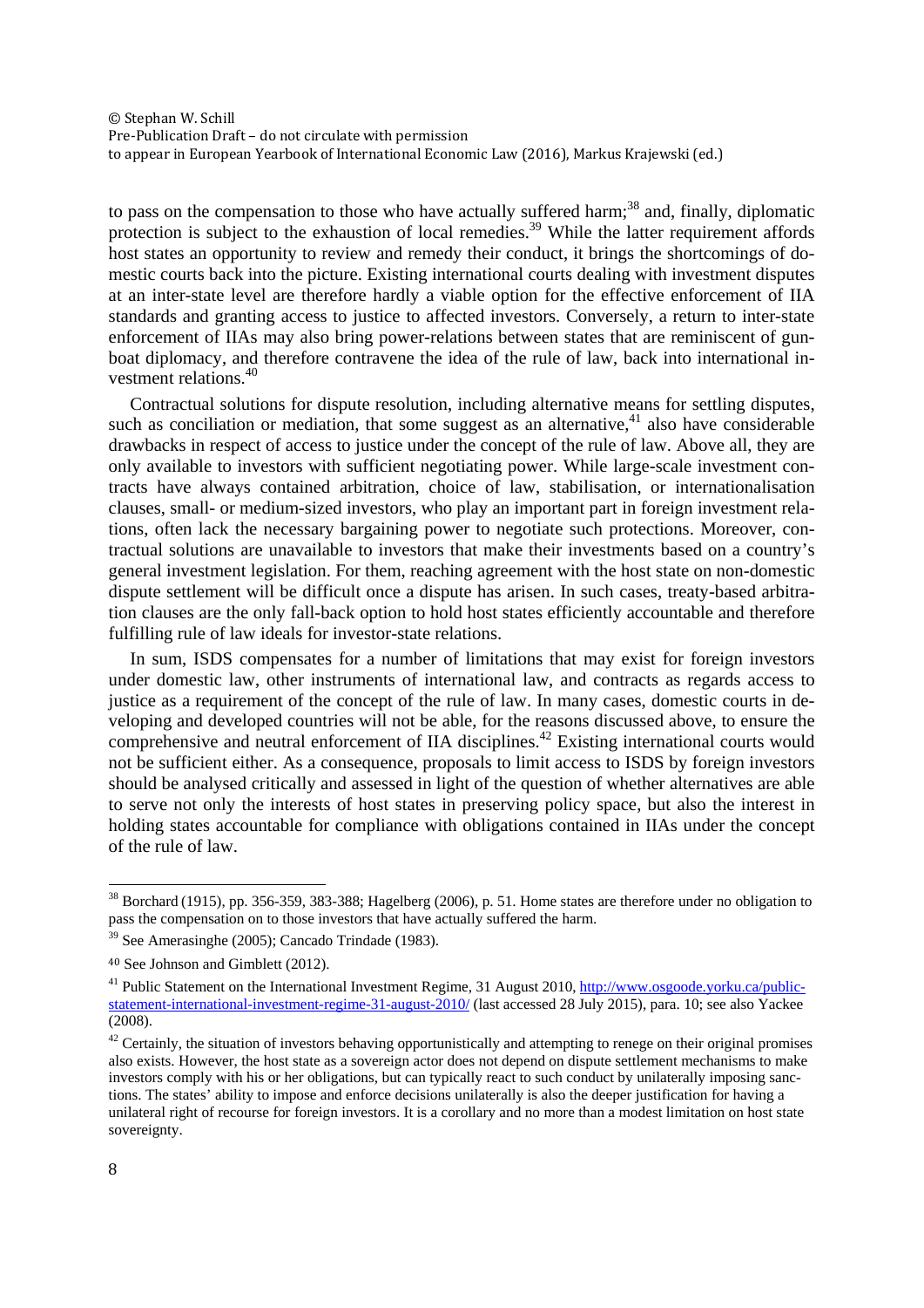to pass on the compensation to those who have actually suffered harm;[38] and, finally, diplomatic protection is subject to the exhaustion of local remedies.[39] While the latter requirement affords host states an opportunity to review and remedy their conduct, it brings the shortcomings of domestic courts back into the picture. Existing international courts dealing with investment disputes at an inter-state level are therefore hardly a viable option for the effective enforcement of IIA standards and granting access to justice to affected investors. Conversely, a return to inter-state enforcement of IIAs may also bring power-relations between states that are reminiscent of gunboat diplomacy, and therefore contravene the idea of the rule of law, back into international investment relations.[40]

Contractual solutions for dispute resolution, including alternative means for settling disputes, such as conciliation or mediation, that some suggest as an alternative,[41] also have considerable drawbacks in respect of access to justice under the concept of the rule of law. Above all, they are only available to investors with sufficient negotiating power. While large-scale investment contracts have always contained arbitration, choice of law, stabilisation, or internationalisation clauses, small- or medium-sized investors, who play an important part in foreign investment relations, often lack the necessary bargaining power to negotiate such protections. Moreover, contractual solutions are unavailable to investors that make their investments based on a country's general investment legislation. For them, reaching agreement with the host state on non-domestic dispute settlement will be difficult once a dispute has arisen. In such cases, treaty-based arbitration clauses are the only fall-back option to hold host states efficiently accountable and therefore fulfilling rule of law ideals for investor-state relations.

In sum, ISDS compensates for a number of limitations that may exist for foreign investors under domestic law, other instruments of international law, and contracts as regards access to justice as a requirement of the concept of the rule of law. In many cases, domestic courts in developing and developed countries will not be able, for the reasons discussed above, to ensure the comprehensive and neutral enforcement of IIA disciplines.[42] Existing international courts would not be sufficient either. As a consequence, proposals to limit access to ISDS by foreign investors should be analysed critically and assessed in light of the question of whether alternatives are able to serve not only the interests of host states in preserving policy space, but also the interest in holding states accountable for compliance with obligations contained in IIAs under the concept of the rule of law.

---

[38] Borchard (1915), pp. 356-359, 383-388; Hagelberg (2006), p. 51. Home states are therefore under no obligation to pass the compensation on to those investors that have actually suffered the harm.

[39] See Amerasinghe (2005); Cancado Trindade (1983).

[40] See Johnson and Gimblett (2012).

[41] Public Statement on the International Investment Regime, 31 August 2010, [http://www.osgoode.yorku.ca/public-statement-international-investment-regime-31-august-2010/](http://www.osgoode.yorku.ca/public-statement-international-investment-regime-31-august-2010/) (last accessed 28 July 2015), para. 10; see also Yackee (2008).

[42] Certainly, the situation of investors behaving opportunistically and attempting to renege on their original promises also exists. However, the host state as a sovereign actor does not depend on dispute settlement mechanisms to make investors comply with his or her obligations, but can typically react to such conduct by unilaterally imposing sanctions. The states' ability to impose and enforce decisions unilaterally is also the deeper justification for having a unilateral right of recourse for foreign investors. It is a corollary and no more than a modest limitation on host state sovereignty.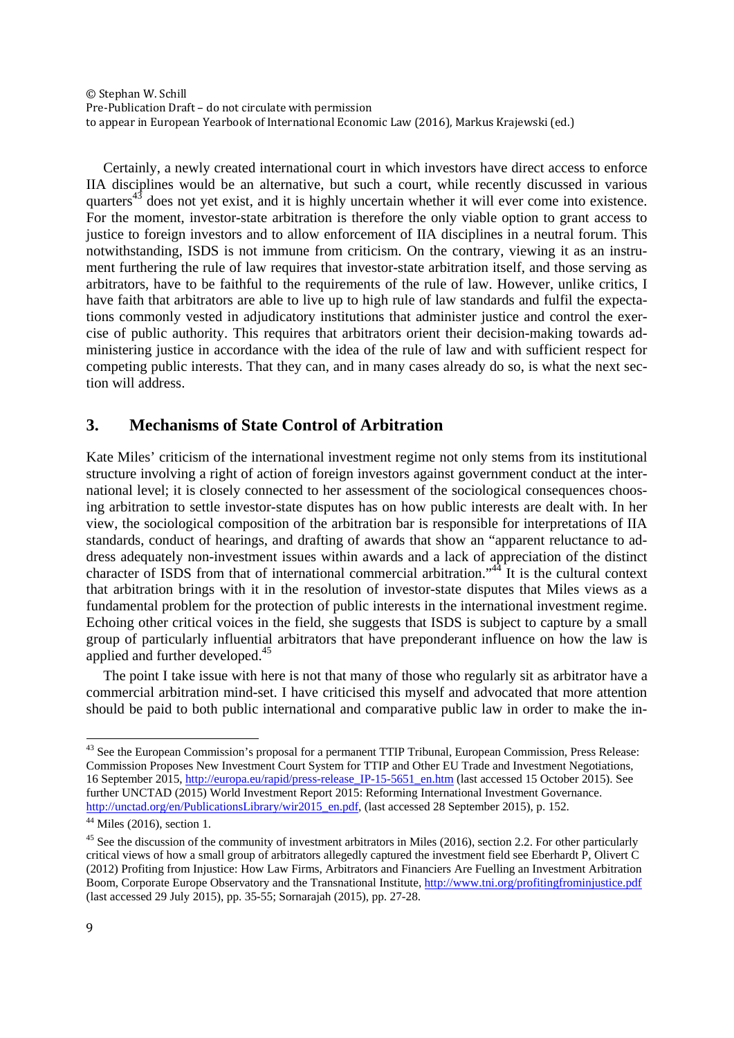Certainly, a newly created international court in which investors have direct access to enforce IIA disciplines would be an alternative, but such a court, while recently discussed in various quarters[43] does not yet exist, and it is highly uncertain whether it will ever come into existence. For the moment, investor-state arbitration is therefore the only viable option to grant access to justice to foreign investors and to allow enforcement of IIA disciplines in a neutral forum. This notwithstanding, ISDS is not immune from criticism. On the contrary, viewing it as an instrument furthering the rule of law requires that investor-state arbitration itself, and those serving as arbitrators, have to be faithful to the requirements of the rule of law. However, unlike critics, I have faith that arbitrators are able to live up to high rule of law standards and fulfil the expectations commonly vested in adjudicatory institutions that administer justice and control the exercise of public authority. This requires that arbitrators orient their decision-making towards administering justice in accordance with the idea of the rule of law and with sufficient respect for competing public interests. That they can, and in many cases already do so, is what the next section will address.

## 3. Mechanisms of State Control of Arbitration

Kate Miles' criticism of the international investment regime not only stems from its institutional structure involving a right of action of foreign investors against government conduct at the international level; it is closely connected to her assessment of the sociological consequences choosing arbitration to settle investor-state disputes has on how public interests are dealt with. In her view, the sociological composition of the arbitration bar is responsible for interpretations of IIA standards, conduct of hearings, and drafting of awards that show an "apparent reluctance to address adequately non-investment issues within awards and a lack of appreciation of the distinct character of ISDS from that of international commercial arbitration."[44] It is the cultural context that arbitration brings with it in the resolution of investor-state disputes that Miles views as a fundamental problem for the protection of public interests in the international investment regime. Echoing other critical voices in the field, she suggests that ISDS is subject to capture by a small group of particularly influential arbitrators that have preponderant influence on how the law is applied and further developed.[45]

The point I take issue with here is not that many of those who regularly sit as arbitrator have a commercial arbitration mind-set. I have criticised this myself and advocated that more attention should be paid to both public international and comparative public law in order to make the in-

---

[43] See the European Commission's proposal for a permanent TTIP Tribunal, European Commission, Press Release: Commission Proposes New Investment Court System for TTIP and Other EU Trade and Investment Negotiations, 16 September 2015, http://europa.eu/rapid/press-release_IP-15-5651_en.htm (last accessed 15 October 2015). See further UNCTAD (2015) World Investment Report 2015: Reforming International Investment Governance. http://unctad.org/en/PublicationsLibrary/wir2015_en.pdf, (last accessed 28 September 2015), p. 152.

[44] Miles (2016), section 1.

[45] See the discussion of the community of investment arbitrators in Miles (2016), section 2.2. For other particularly critical views of how a small group of arbitrators allegedly captured the investment field see Eberhardt P, Olivert C (2012) Profiting from Injustice: How Law Firms, Arbitrators and Financiers Are Fuelling an Investment Arbitration Boom, Corporate Europe Observatory and the Transnational Institute, http://www.tni.org/profitingfrominjustice.pdf (last accessed 29 July 2015), pp. 35-55; Sornarajah (2015), pp. 27-28.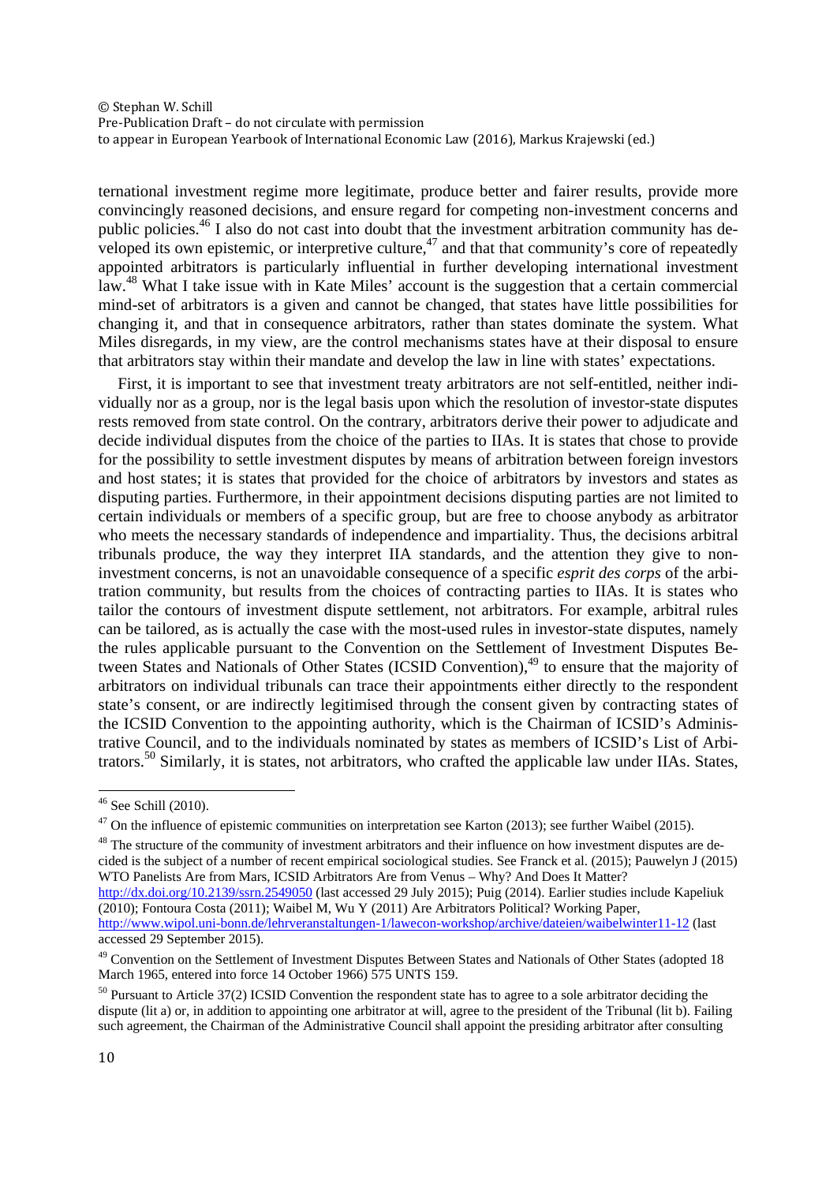ternational investment regime more legitimate, produce better and fairer results, provide more convincingly reasoned decisions, and ensure regard for competing non-investment concerns and public policies.[46] I also do not cast into doubt that the investment arbitration community has developed its own epistemic, or interpretive culture,[47] and that that community's core of repeatedly appointed arbitrators is particularly influential in further developing international investment law.[48] What I take issue with in Kate Miles' account is the suggestion that a certain commercial mind-set of arbitrators is a given and cannot be changed, that states have little possibilities for changing it, and that in consequence arbitrators, rather than states dominate the system. What Miles disregards, in my view, are the control mechanisms states have at their disposal to ensure that arbitrators stay within their mandate and develop the law in line with states' expectations.

First, it is important to see that investment treaty arbitrators are not self-entitled, neither individually nor as a group, nor is the legal basis upon which the resolution of investor-state disputes rests removed from state control. On the contrary, arbitrators derive their power to adjudicate and decide individual disputes from the choice of the parties to IIAs. It is states that chose to provide for the possibility to settle investment disputes by means of arbitration between foreign investors and host states; it is states that provided for the choice of arbitrators by investors and states as disputing parties. Furthermore, in their appointment decisions disputing parties are not limited to certain individuals or members of a specific group, but are free to choose anybody as arbitrator who meets the necessary standards of independence and impartiality. Thus, the decisions arbitral tribunals produce, the way they interpret IIA standards, and the attention they give to non-investment concerns, is not an unavoidable consequence of a specific *esprit des corps* of the arbitration community, but results from the choices of contracting parties to IIAs. It is states who tailor the contours of investment dispute settlement, not arbitrators. For example, arbitral rules can be tailored, as is actually the case with the most-used rules in investor-state disputes, namely the rules applicable pursuant to the Convention on the Settlement of Investment Disputes Between States and Nationals of Other States (ICSID Convention),[49] to ensure that the majority of arbitrators on individual tribunals can trace their appointments either directly to the respondent state's consent, or are indirectly legitimised through the consent given by contracting states of the ICSID Convention to the appointing authority, which is the Chairman of ICSID's Administrative Council, and to the individuals nominated by states as members of ICSID's List of Arbitrators.[50] Similarly, it is states, not arbitrators, who crafted the applicable law under IIAs. States,

---

[46] See Schill (2010).

[47] On the influence of epistemic communities on interpretation see Karton (2013); see further Waibel (2015).

[48] The structure of the community of investment arbitrators and their influence on how investment disputes are decided is the subject of a number of recent empirical sociological studies. See Franck et al. (2015); Pauwelyn J (2015) WTO Panelists Are from Mars, ICSID Arbitrators Are from Venus – Why? And Does It Matter? http://dx.doi.org/10.2139/ssrn.2549050 (last accessed 29 July 2015); Puig (2014). Earlier studies include Kapeliuk (2010); Fontoura Costa (2011); Waibel M, Wu Y (2011) Are Arbitrators Political? Working Paper, http://www.wipol.uni-bonn.de/lehrveranstaltungen-1/lawecon-workshop/archive/dateien/waibelwinter11-12 (last accessed 29 September 2015).

[49] Convention on the Settlement of Investment Disputes Between States and Nationals of Other States (adopted 18 March 1965, entered into force 14 October 1966) 575 UNTS 159.

[50] Pursuant to Article 37(2) ICSID Convention the respondent state has to agree to a sole arbitrator deciding the dispute (lit a) or, in addition to appointing one arbitrator at will, agree to the president of the Tribunal (lit b). Failing such agreement, the Chairman of the Administrative Council shall appoint the presiding arbitrator after consulting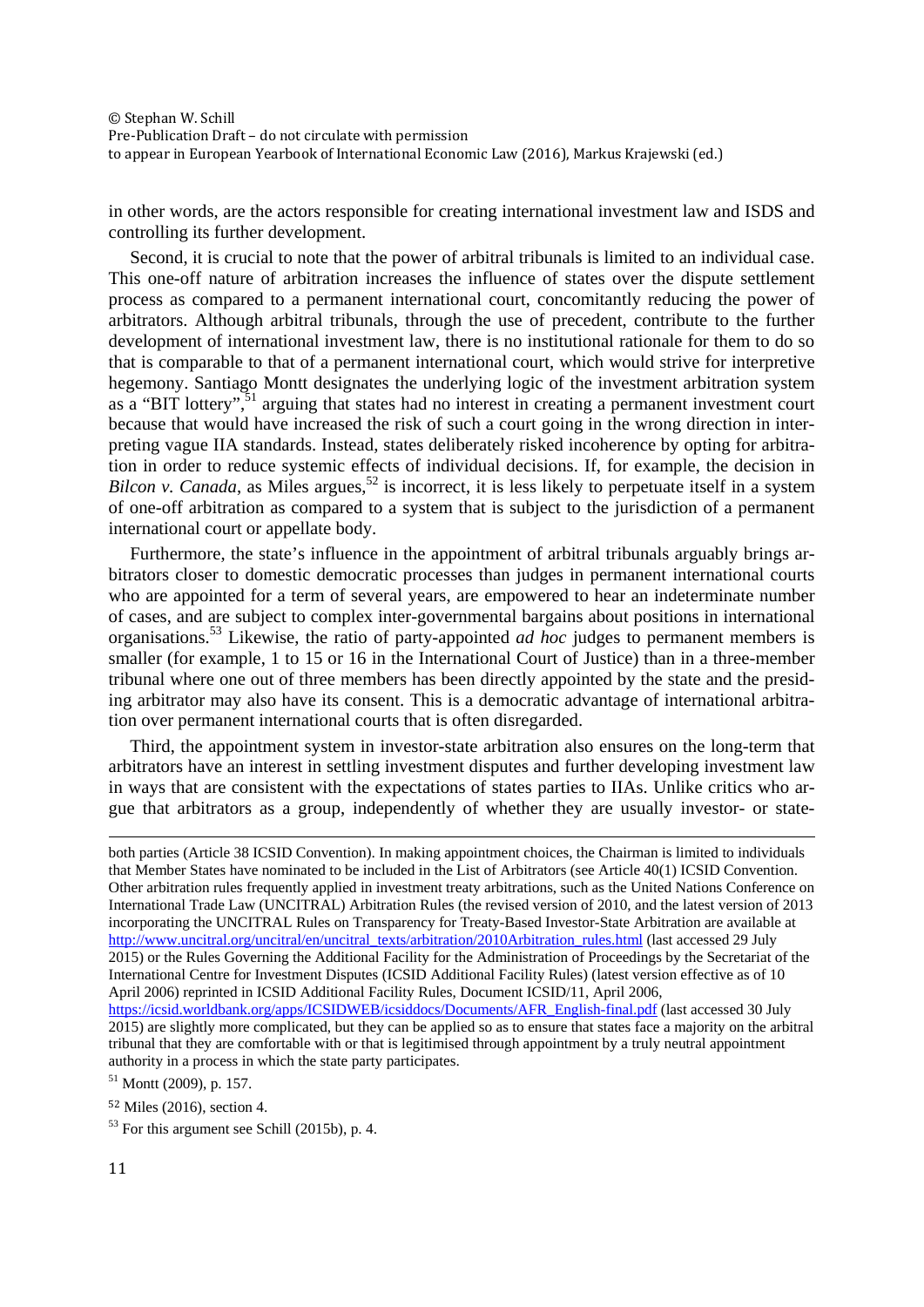in other words, are the actors responsible for creating international investment law and ISDS and controlling its further development.

Second, it is crucial to note that the power of arbitral tribunals is limited to an individual case. This one-off nature of arbitration increases the influence of states over the dispute settlement process as compared to a permanent international court, concomitantly reducing the power of arbitrators. Although arbitral tribunals, through the use of precedent, contribute to the further development of international investment law, there is no institutional rationale for them to do so that is comparable to that of a permanent international court, which would strive for interpretive hegemony. Santiago Montt designates the underlying logic of the investment arbitration system as a "BIT lottery",[51] arguing that states had no interest in creating a permanent investment court because that would have increased the risk of such a court going in the wrong direction in interpreting vague IIA standards. Instead, states deliberately risked incoherence by opting for arbitration in order to reduce systemic effects of individual decisions. If, for example, the decision in *Bilcon v. Canada*, as Miles argues,[52] is incorrect, it is less likely to perpetuate itself in a system of one-off arbitration as compared to a system that is subject to the jurisdiction of a permanent international court or appellate body.

Furthermore, the state's influence in the appointment of arbitral tribunals arguably brings arbitrators closer to domestic democratic processes than judges in permanent international courts who are appointed for a term of several years, are empowered to hear an indeterminate number of cases, and are subject to complex inter-governmental bargains about positions in international organisations.[53] Likewise, the ratio of party-appointed *ad hoc* judges to permanent members is smaller (for example, 1 to 15 or 16 in the International Court of Justice) than in a three-member tribunal where one out of three members has been directly appointed by the state and the presiding arbitrator may also have its consent. This is a democratic advantage of international arbitration over permanent international courts that is often disregarded.

Third, the appointment system in investor-state arbitration also ensures on the long-term that arbitrators have an interest in settling investment disputes and further developing investment law in ways that are consistent with the expectations of states parties to IIAs. Unlike critics who argue that arbitrators as a group, independently of whether they are usually investor- or state-

---

both parties (Article 38 ICSID Convention). In making appointment choices, the Chairman is limited to individuals that Member States have nominated to be included in the List of Arbitrators (see Article 40(1) ICSID Convention. Other arbitration rules frequently applied in investment treaty arbitrations, such as the United Nations Conference on International Trade Law (UNCITRAL) Arbitration Rules (the revised version of 2010, and the latest version of 2013 incorporating the UNCITRAL Rules on Transparency for Treaty-Based Investor-State Arbitration are available at http://www.uncitral.org/uncitral/en/uncitral_texts/arbitration/2010Arbitration_rules.html (last accessed 29 July 2015) or the Rules Governing the Additional Facility for the Administration of Proceedings by the Secretariat of the International Centre for Investment Disputes (ICSID Additional Facility Rules) (latest version effective as of 10 April 2006) reprinted in ICSID Additional Facility Rules, Document ICSID/11, April 2006, https://icsid.worldbank.org/apps/ICSIDWEB/icsiddocs/Documents/AFR_English-final.pdf (last accessed 30 July 2015) are slightly more complicated, but they can be applied so as to ensure that states face a majority on the arbitral tribunal that they are comfortable with or that is legitimised through appointment by a truly neutral appointment authority in a process in which the state party participates.

[51] Montt (2009), p. 157.

[52] Miles (2016), section 4.

[53] For this argument see Schill (2015b), p. 4.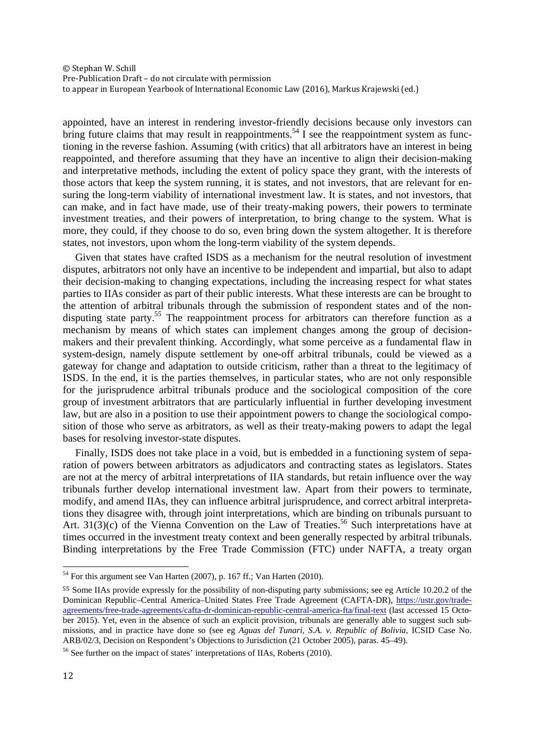appointed, have an interest in rendering investor-friendly decisions because only investors can bring future claims that may result in reappointments.[54] I see the reappointment system as functioning in the reverse fashion. Assuming (with critics) that all arbitrators have an interest in being reappointed, and therefore assuming that they have an incentive to align their decision-making and interpretative methods, including the extent of policy space they grant, with the interests of those actors that keep the system running, it is states, and not investors, that are relevant for ensuring the long-term viability of international investment law. It is states, and not investors, that can make, and in fact have made, use of their treaty-making powers, their powers to terminate investment treaties, and their powers of interpretation, to bring change to the system. What is more, they could, if they choose to do so, even bring down the system altogether. It is therefore states, not investors, upon whom the long-term viability of the system depends.

Given that states have crafted ISDS as a mechanism for the neutral resolution of investment disputes, arbitrators not only have an incentive to be independent and impartial, but also to adapt their decision-making to changing expectations, including the increasing respect for what states parties to IIAs consider as part of their public interests. What these interests are can be brought to the attention of arbitral tribunals through the submission of respondent states and of the non-disputing state party.[55] The reappointment process for arbitrators can therefore function as a mechanism by means of which states can implement changes among the group of decision-makers and their prevalent thinking. Accordingly, what some perceive as a fundamental flaw in system-design, namely dispute settlement by one-off arbitral tribunals, could be viewed as a gateway for change and adaptation to outside criticism, rather than a threat to the legitimacy of ISDS. In the end, it is the parties themselves, in particular states, who are not only responsible for the jurisprudence arbitral tribunals produce and the sociological composition of the core group of investment arbitrators that are particularly influential in further developing investment law, but are also in a position to use their appointment powers to change the sociological composition of those who serve as arbitrators, as well as their treaty-making powers to adapt the legal bases for resolving investor-state disputes.

Finally, ISDS does not take place in a void, but is embedded in a functioning system of separation of powers between arbitrators as adjudicators and contracting states as legislators. States are not at the mercy of arbitral interpretations of IIA standards, but retain influence over the way tribunals further develop international investment law. Apart from their powers to terminate, modify, and amend IIAs, they can influence arbitral jurisprudence, and correct arbitral interpretations they disagree with, through joint interpretations, which are binding on tribunals pursuant to Art. 31(3)(c) of the Vienna Convention on the Law of Treaties.[56] Such interpretations have at times occurred in the investment treaty context and been generally respected by arbitral tribunals. Binding interpretations by the Free Trade Commission (FTC) under NAFTA, a treaty organ

---

[54] For this argument see Van Harten (2007), p. 167 ff.; Van Harten (2010).

[55] Some IIAs provide expressly for the possibility of non-disputing party submissions; see eg Article 10.20.2 of the Dominican Republic–Central America–United States Free Trade Agreement (CAFTA-DR), https://ustr.gov/trade-agreements/free-trade-agreements/cafta-dr-dominican-republic-central-america-fta/final-text (last accessed 15 October 2015). Yet, even in the absence of such an explicit provision, tribunals are generally able to suggest such submissions, and in practice have done so (see eg *Aguas del Tunari, S.A. v. Republic of Bolivia*, ICSID Case No. ARB/02/3, Decision on Respondent's Objections to Jurisdiction (21 October 2005), paras. 45–49).

[56] See further on the impact of states' interpretations of IIAs, Roberts (2010).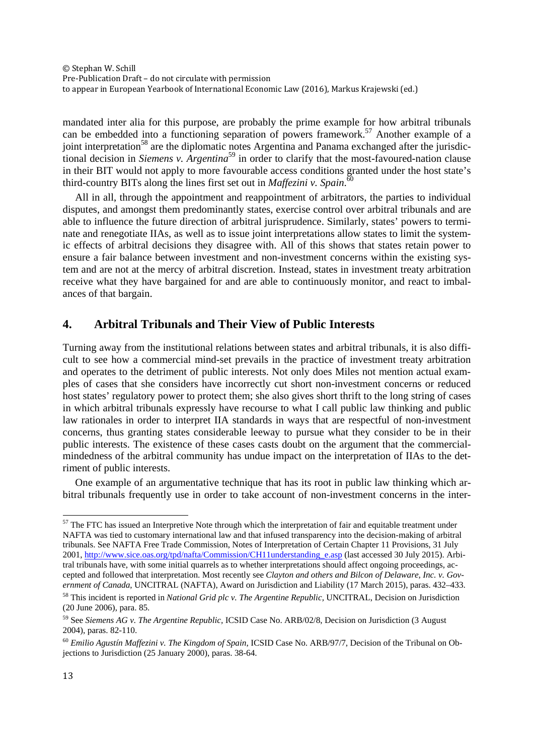mandated inter alia for this purpose, are probably the prime example for how arbitral tribunals can be embedded into a functioning separation of powers framework.[57] Another example of a joint interpretation[58] are the diplomatic notes Argentina and Panama exchanged after the jurisdictional decision in *Siemens v. Argentina*[59] in order to clarify that the most-favoured-nation clause in their BIT would not apply to more favourable access conditions granted under the host state's third-country BITs along the lines first set out in *Maffezini v. Spain*.[60]

All in all, through the appointment and reappointment of arbitrators, the parties to individual disputes, and amongst them predominantly states, exercise control over arbitral tribunals and are able to influence the future direction of arbitral jurisprudence. Similarly, states' powers to terminate and renegotiate IIAs, as well as to issue joint interpretations allow states to limit the systemic effects of arbitral decisions they disagree with. All of this shows that states retain power to ensure a fair balance between investment and non-investment concerns within the existing system and are not at the mercy of arbitral discretion. Instead, states in investment treaty arbitration receive what they have bargained for and are able to continuously monitor, and react to imbalances of that bargain.

## 4. Arbitral Tribunals and Their View of Public Interests

Turning away from the institutional relations between states and arbitral tribunals, it is also difficult to see how a commercial mind-set prevails in the practice of investment treaty arbitration and operates to the detriment of public interests. Not only does Miles not mention actual examples of cases that she considers have incorrectly cut short non-investment concerns or reduced host states' regulatory power to protect them; she also gives short thrift to the long string of cases in which arbitral tribunals expressly have recourse to what I call public law thinking and public law rationales in order to interpret IIA standards in ways that are respectful of non-investment concerns, thus granting states considerable leeway to pursue what they consider to be in their public interests. The existence of these cases casts doubt on the argument that the commercial-mindedness of the arbitral community has undue impact on the interpretation of IIAs to the detriment of public interests.

One example of an argumentative technique that has its root in public law thinking which arbitral tribunals frequently use in order to take account of non-investment concerns in the inter-

---

[57] The FTC has issued an Interpretive Note through which the interpretation of fair and equitable treatment under NAFTA was tied to customary international law and that infused transparency into the decision-making of arbitral tribunals. See NAFTA Free Trade Commission, Notes of Interpretation of Certain Chapter 11 Provisions, 31 July 2001, http://www.sice.oas.org/tpd/nafta/Commission/CH11understanding_e.asp (last accessed 30 July 2015). Arbitral tribunals have, with some initial quarrels as to whether interpretations should affect ongoing proceedings, accepted and followed that interpretation. Most recently see *Clayton and others and Bilcon of Delaware, Inc. v. Government of Canada*, UNCITRAL (NAFTA), Award on Jurisdiction and Liability (17 March 2015), paras. 432–433.

[58] This incident is reported in *National Grid plc v. The Argentine Republic*, UNCITRAL, Decision on Jurisdiction (20 June 2006), para. 85.

[59] See *Siemens AG v. The Argentine Republic*, ICSID Case No. ARB/02/8, Decision on Jurisdiction (3 August 2004), paras. 82-110.

[60] *Emilio Agustín Maffezini v. The Kingdom of Spain*, ICSID Case No. ARB/97/7, Decision of the Tribunal on Objections to Jurisdiction (25 January 2000), paras. 38-64.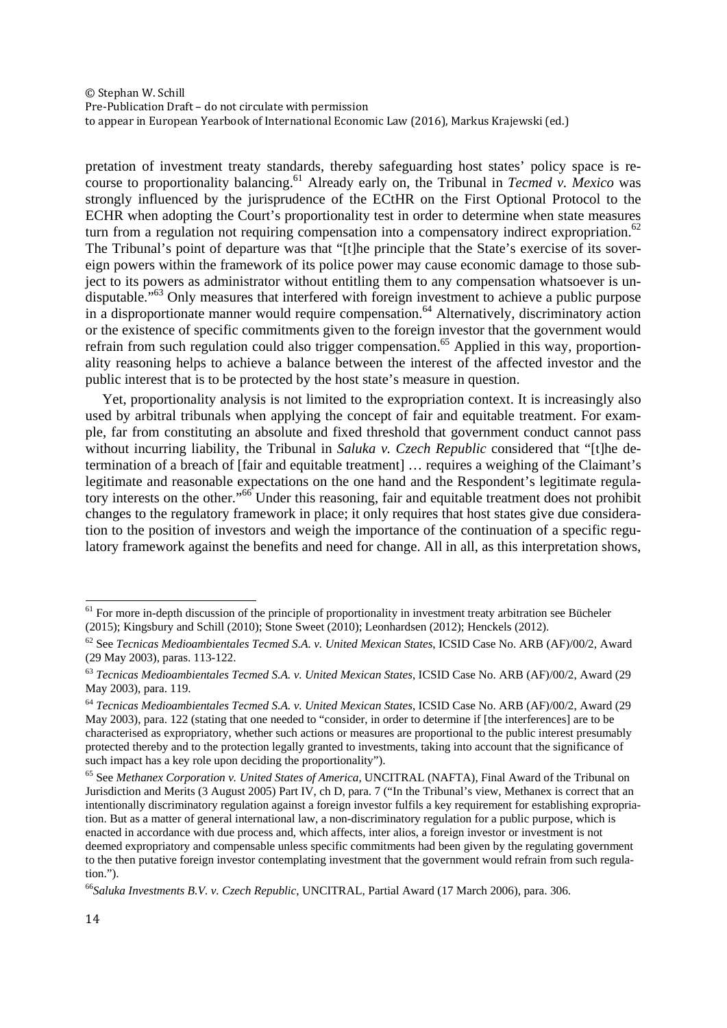pretation of investment treaty standards, thereby safeguarding host states' policy space is recourse to proportionality balancing.[61] Already early on, the Tribunal in *Tecmed v. Mexico* was strongly influenced by the jurisprudence of the ECtHR on the First Optional Protocol to the ECHR when adopting the Court's proportionality test in order to determine when state measures turn from a regulation not requiring compensation into a compensatory indirect expropriation.[62] The Tribunal's point of departure was that "[t]he principle that the State's exercise of its sovereign powers within the framework of its police power may cause economic damage to those subject to its powers as administrator without entitling them to any compensation whatsoever is undisputable."[63] Only measures that interfered with foreign investment to achieve a public purpose in a disproportionate manner would require compensation.[64] Alternatively, discriminatory action or the existence of specific commitments given to the foreign investor that the government would refrain from such regulation could also trigger compensation.[65] Applied in this way, proportionality reasoning helps to achieve a balance between the interest of the affected investor and the public interest that is to be protected by the host state's measure in question.

Yet, proportionality analysis is not limited to the expropriation context. It is increasingly also used by arbitral tribunals when applying the concept of fair and equitable treatment. For example, far from constituting an absolute and fixed threshold that government conduct cannot pass without incurring liability, the Tribunal in *Saluka v. Czech Republic* considered that "[t]he determination of a breach of [fair and equitable treatment] … requires a weighing of the Claimant's legitimate and reasonable expectations on the one hand and the Respondent's legitimate regulatory interests on the other."[66] Under this reasoning, fair and equitable treatment does not prohibit changes to the regulatory framework in place; it only requires that host states give due consideration to the position of investors and weigh the importance of the continuation of a specific regulatory framework against the benefits and need for change. All in all, as this interpretation shows,

---

[61] For more in-depth discussion of the principle of proportionality in investment treaty arbitration see Bücheler (2015); Kingsbury and Schill (2010); Stone Sweet (2010); Leonhardsen (2012); Henckels (2012).

[62] See *Tecnicas Medioambientales Tecmed S.A. v. United Mexican States*, ICSID Case No. ARB (AF)/00/2, Award (29 May 2003), paras. 113-122.

[63] *Tecnicas Medioambientales Tecmed S.A. v. United Mexican States*, ICSID Case No. ARB (AF)/00/2, Award (29 May 2003), para. 119.

[64] *Tecnicas Medioambientales Tecmed S.A. v. United Mexican States*, ICSID Case No. ARB (AF)/00/2, Award (29 May 2003), para. 122 (stating that one needed to "consider, in order to determine if [the interferences] are to be characterised as expropriatory, whether such actions or measures are proportional to the public interest presumably protected thereby and to the protection legally granted to investments, taking into account that the significance of such impact has a key role upon deciding the proportionality").

[65] See *Methanex Corporation v. United States of America*, UNCITRAL (NAFTA), Final Award of the Tribunal on Jurisdiction and Merits (3 August 2005) Part IV, ch D, para. 7 ("In the Tribunal's view, Methanex is correct that an intentionally discriminatory regulation against a foreign investor fulfils a key requirement for establishing expropriation. But as a matter of general international law, a non-discriminatory regulation for a public purpose, which is enacted in accordance with due process and, which affects, inter alios, a foreign investor or investment is not deemed expropriatory and compensable unless specific commitments had been given by the regulating government to the then putative foreign investor contemplating investment that the government would refrain from such regulation.").

[66] *Saluka Investments B.V. v. Czech Republic*, UNCITRAL, Partial Award (17 March 2006), para. 306.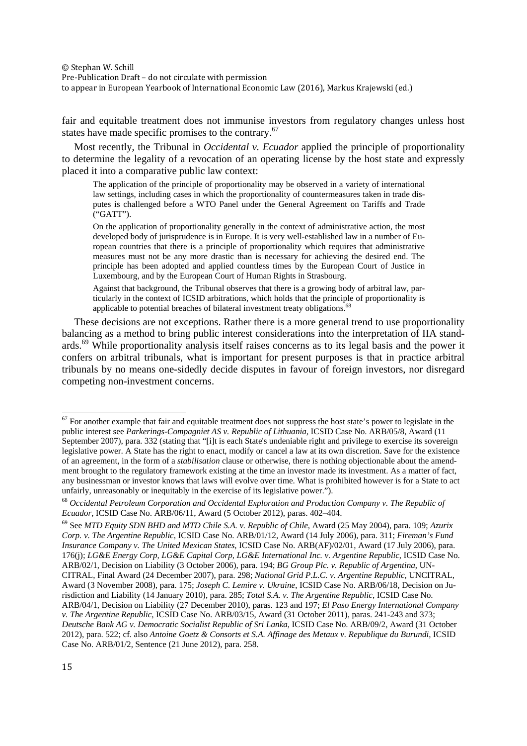fair and equitable treatment does not immunise investors from regulatory changes unless host states have made specific promises to the contrary.[67]

Most recently, the Tribunal in *Occidental v. Ecuador* applied the principle of proportionality to determine the legality of a revocation of an operating license by the host state and expressly placed it into a comparative public law context:

> The application of the principle of proportionality may be observed in a variety of international law settings, including cases in which the proportionality of countermeasures taken in trade disputes is challenged before a WTO Panel under the General Agreement on Tariffs and Trade ("GATT").
>
> On the application of proportionality generally in the context of administrative action, the most developed body of jurisprudence is in Europe. It is very well-established law in a number of European countries that there is a principle of proportionality which requires that administrative measures must not be any more drastic than is necessary for achieving the desired end. The principle has been adopted and applied countless times by the European Court of Justice in Luxembourg, and by the European Court of Human Rights in Strasbourg.
>
> Against that background, the Tribunal observes that there is a growing body of arbitral law, particularly in the context of ICSID arbitrations, which holds that the principle of proportionality is applicable to potential breaches of bilateral investment treaty obligations.[68]

These decisions are not exceptions. Rather there is a more general trend to use proportionality balancing as a method to bring public interest considerations into the interpretation of IIA standards.[69] While proportionality analysis itself raises concerns as to its legal basis and the power it confers on arbitral tribunals, what is important for present purposes is that in practice arbitral tribunals by no means one-sidedly decide disputes in favour of foreign investors, nor disregard competing non-investment concerns.

---

[67] For another example that fair and equitable treatment does not suppress the host state's power to legislate in the public interest see *Parkerings-Compagniet AS v. Republic of Lithuania*, ICSID Case No. ARB/05/8, Award (11 September 2007), para. 332 (stating that "[i]t is each State's undeniable right and privilege to exercise its sovereign legislative power. A State has the right to enact, modify or cancel a law at its own discretion. Save for the existence of an agreement, in the form of a *stabilisation* clause or otherwise, there is nothing objectionable about the amendment brought to the regulatory framework existing at the time an investor made its investment. As a matter of fact, any businessman or investor knows that laws will evolve over time. What is prohibited however is for a State to act unfairly, unreasonably or inequitably in the exercise of its legislative power.").

[68] *Occidental Petroleum Corporation and Occidental Exploration and Production Company v. The Republic of Ecuador*, ICSID Case No. ARB/06/11, Award (5 October 2012), paras. 402–404.

[69] See *MTD Equity SDN BHD and MTD Chile S.A. v. Republic of Chile*, Award (25 May 2004), para. 109; *Azurix Corp. v. The Argentine Republic*, ICSID Case No. ARB/01/12, Award (14 July 2006), para. 311; *Fireman's Fund Insurance Company v. The United Mexican States*, ICSID Case No. ARB(AF)/02/01, Award (17 July 2006), para. 176(j); *LG&E Energy Corp, LG&E Capital Corp, LG&E International Inc. v. Argentine Republic*, ICSID Case No. ARB/02/1, Decision on Liability (3 October 2006), para. 194; *BG Group Plc. v. Republic of Argentina*, UNCITRAL, Final Award (24 December 2007), para. 298; *National Grid P.L.C. v. Argentine Republic*, UNCITRAL, Award (3 November 2008), para. 175; *Joseph C. Lemire v. Ukraine*, ICSID Case No. ARB/06/18, Decision on Jurisdiction and Liability (14 January 2010), para. 285; *Total S.A. v. The Argentine Republic*, ICSID Case No. ARB/04/1, Decision on Liability (27 December 2010), paras. 123 and 197; *El Paso Energy International Company v. The Argentine Republic*, ICSID Case No. ARB/03/15, Award (31 October 2011), paras. 241-243 and 373; *Deutsche Bank AG v. Democratic Socialist Republic of Sri Lanka*, ICSID Case No. ARB/09/2, Award (31 October 2012), para. 522; cf. also *Antoine Goetz & Consorts et S.A. Affinage des Metaux v. Republique du Burundi*, ICSID Case No. ARB/01/2, Sentence (21 June 2012), para. 258.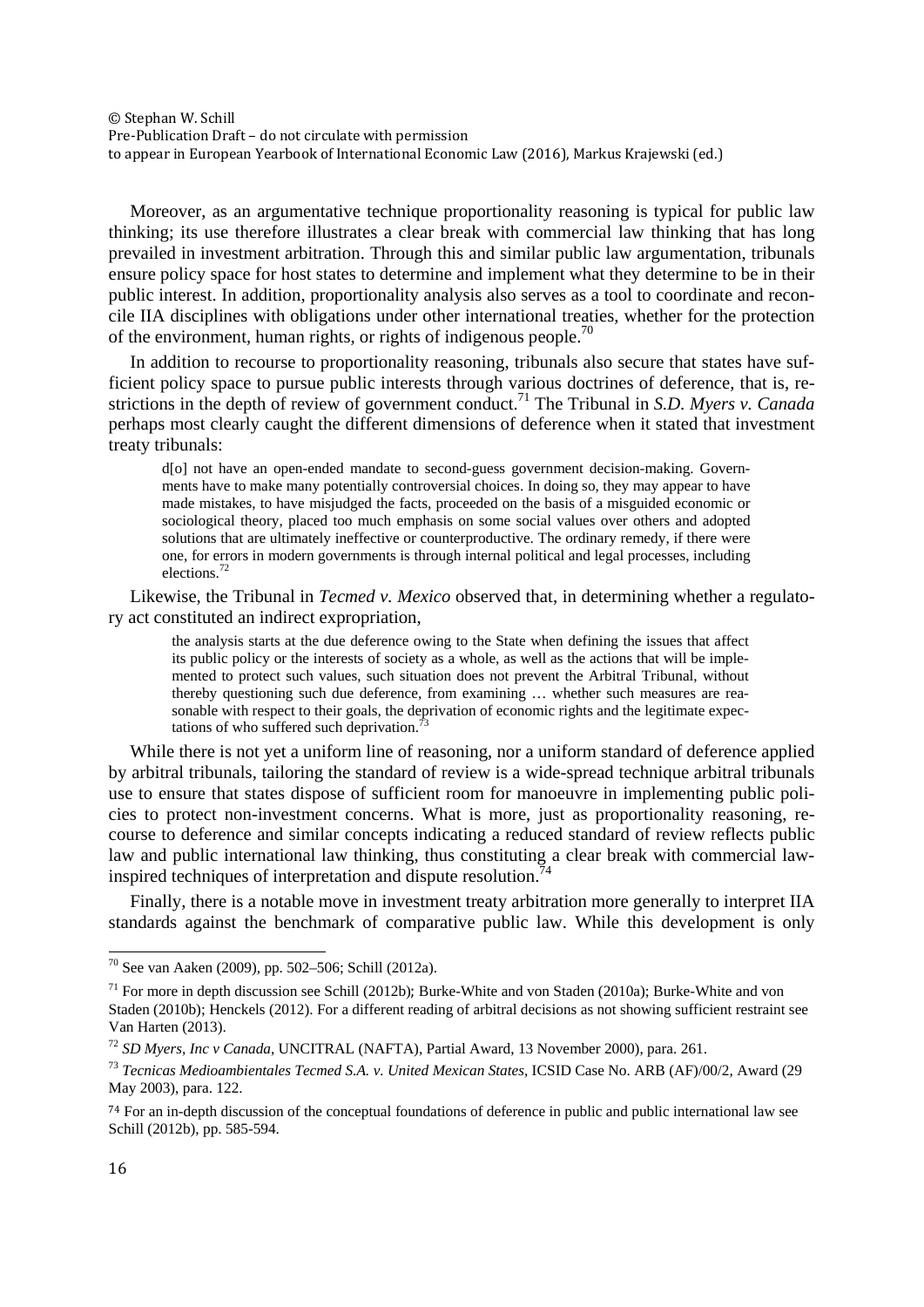Moreover, as an argumentative technique proportionality reasoning is typical for public law thinking; its use therefore illustrates a clear break with commercial law thinking that has long prevailed in investment arbitration. Through this and similar public law argumentation, tribunals ensure policy space for host states to determine and implement what they determine to be in their public interest. In addition, proportionality analysis also serves as a tool to coordinate and reconcile IIA disciplines with obligations under other international treaties, whether for the protection of the environment, human rights, or rights of indigenous people.[70]

In addition to recourse to proportionality reasoning, tribunals also secure that states have sufficient policy space to pursue public interests through various doctrines of deference, that is, restrictions in the depth of review of government conduct.[71] The Tribunal in *S.D. Myers v. Canada* perhaps most clearly caught the different dimensions of deference when it stated that investment treaty tribunals:

> d[o] not have an open-ended mandate to second-guess government decision-making. Governments have to make many potentially controversial choices. In doing so, they may appear to have made mistakes, to have misjudged the facts, proceeded on the basis of a misguided economic or sociological theory, placed too much emphasis on some social values over others and adopted solutions that are ultimately ineffective or counterproductive. The ordinary remedy, if there were one, for errors in modern governments is through internal political and legal processes, including elections.[72]

Likewise, the Tribunal in *Tecmed v. Mexico* observed that, in determining whether a regulatory act constituted an indirect expropriation,

> the analysis starts at the due deference owing to the State when defining the issues that affect its public policy or the interests of society as a whole, as well as the actions that will be implemented to protect such values, such situation does not prevent the Arbitral Tribunal, without thereby questioning such due deference, from examining … whether such measures are reasonable with respect to their goals, the deprivation of economic rights and the legitimate expectations of who suffered such deprivation.[73]

While there is not yet a uniform line of reasoning, nor a uniform standard of deference applied by arbitral tribunals, tailoring the standard of review is a wide-spread technique arbitral tribunals use to ensure that states dispose of sufficient room for manoeuvre in implementing public policies to protect non-investment concerns. What is more, just as proportionality reasoning, recourse to deference and similar concepts indicating a reduced standard of review reflects public law and public international law thinking, thus constituting a clear break with commercial law-inspired techniques of interpretation and dispute resolution.[74]

Finally, there is a notable move in investment treaty arbitration more generally to interpret IIA standards against the benchmark of comparative public law. While this development is only

---

[70] See van Aaken (2009), pp. 502–506; Schill (2012a).

[71] For more in depth discussion see Schill (2012b); Burke-White and von Staden (2010a); Burke-White and von Staden (2010b); Henckels (2012). For a different reading of arbitral decisions as not showing sufficient restraint see Van Harten (2013).

[72] *SD Myers, Inc v Canada*, UNCITRAL (NAFTA), Partial Award, 13 November 2000), para. 261.

[73] *Tecnicas Medioambientales Tecmed S.A. v. United Mexican States*, ICSID Case No. ARB (AF)/00/2, Award (29 May 2003), para. 122.

[74] For an in-depth discussion of the conceptual foundations of deference in public and public international law see Schill (2012b), pp. 585-594.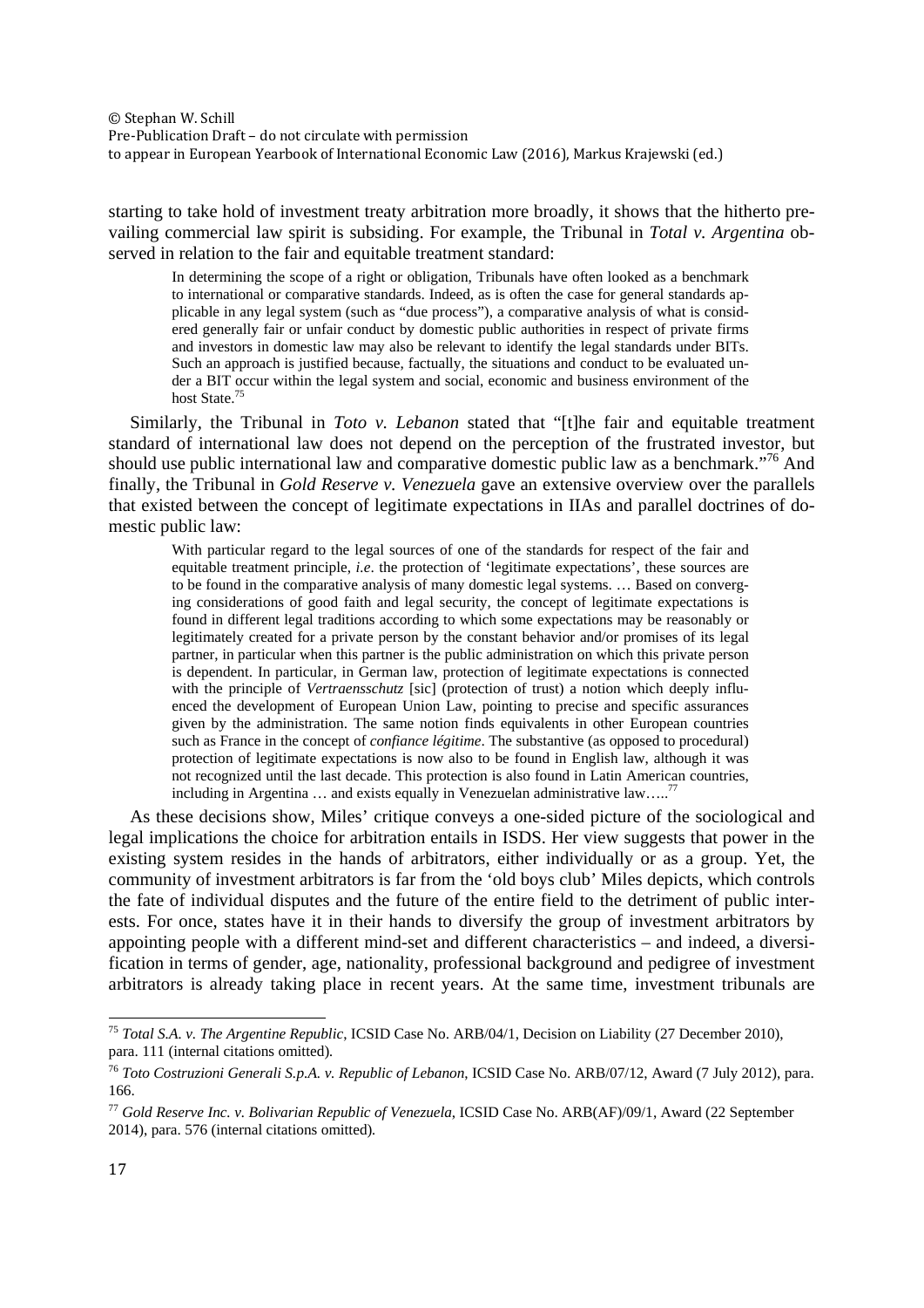starting to take hold of investment treaty arbitration more broadly, it shows that the hitherto prevailing commercial law spirit is subsiding. For example, the Tribunal in *Total v. Argentina* observed in relation to the fair and equitable treatment standard:

> In determining the scope of a right or obligation, Tribunals have often looked as a benchmark to international or comparative standards. Indeed, as is often the case for general standards applicable in any legal system (such as "due process"), a comparative analysis of what is considered generally fair or unfair conduct by domestic public authorities in respect of private firms and investors in domestic law may also be relevant to identify the legal standards under BITs. Such an approach is justified because, factually, the situations and conduct to be evaluated under a BIT occur within the legal system and social, economic and business environment of the host State.[75]

Similarly, the Tribunal in *Toto v. Lebanon* stated that "[t]he fair and equitable treatment standard of international law does not depend on the perception of the frustrated investor, but should use public international law and comparative domestic public law as a benchmark."[76] And finally, the Tribunal in *Gold Reserve v. Venezuela* gave an extensive overview over the parallels that existed between the concept of legitimate expectations in IIAs and parallel doctrines of domestic public law:

> With particular regard to the legal sources of one of the standards for respect of the fair and equitable treatment principle, *i.e*. the protection of 'legitimate expectations', these sources are to be found in the comparative analysis of many domestic legal systems. … Based on converging considerations of good faith and legal security, the concept of legitimate expectations is found in different legal traditions according to which some expectations may be reasonably or legitimately created for a private person by the constant behavior and/or promises of its legal partner, in particular when this partner is the public administration on which this private person is dependent. In particular, in German law, protection of legitimate expectations is connected with the principle of *Vertraensschutz* [sic] (protection of trust) a notion which deeply influenced the development of European Union Law, pointing to precise and specific assurances given by the administration. The same notion finds equivalents in other European countries such as France in the concept of *confiance légitime*. The substantive (as opposed to procedural) protection of legitimate expectations is now also to be found in English law, although it was not recognized until the last decade. This protection is also found in Latin American countries, including in Argentina … and exists equally in Venezuelan administrative law…..[77]

As these decisions show, Miles' critique conveys a one-sided picture of the sociological and legal implications the choice for arbitration entails in ISDS. Her view suggests that power in the existing system resides in the hands of arbitrators, either individually or as a group. Yet, the community of investment arbitrators is far from the 'old boys club' Miles depicts, which controls the fate of individual disputes and the future of the entire field to the detriment of public interests. For once, states have it in their hands to diversify the group of investment arbitrators by appointing people with a different mind-set and different characteristics – and indeed, a diversification in terms of gender, age, nationality, professional background and pedigree of investment arbitrators is already taking place in recent years. At the same time, investment tribunals are

---

[75] *Total S.A. v. The Argentine Republic*, ICSID Case No. ARB/04/1, Decision on Liability (27 December 2010), para. 111 (internal citations omitted).

[76] *Toto Costruzioni Generali S.p.A. v. Republic of Lebanon*, ICSID Case No. ARB/07/12, Award (7 July 2012), para. 166.

[77] *Gold Reserve Inc. v. Bolivarian Republic of Venezuela*, ICSID Case No. ARB(AF)/09/1, Award (22 September 2014), para. 576 (internal citations omitted).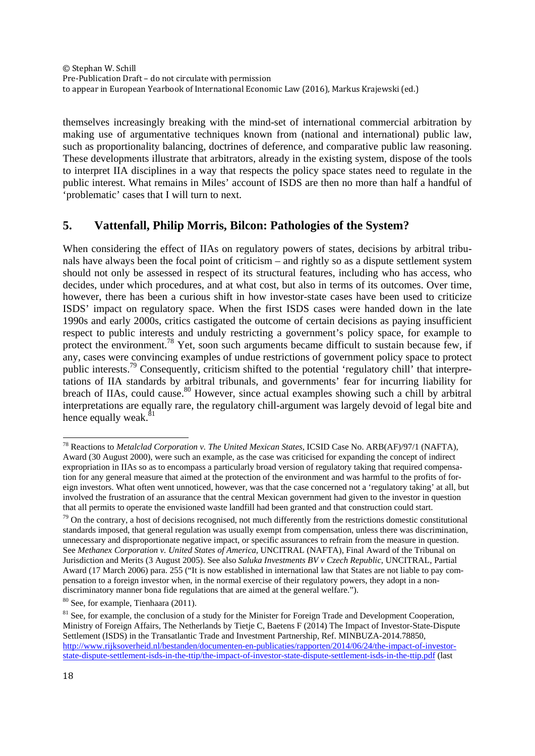themselves increasingly breaking with the mind-set of international commercial arbitration by making use of argumentative techniques known from (national and international) public law, such as proportionality balancing, doctrines of deference, and comparative public law reasoning. These developments illustrate that arbitrators, already in the existing system, dispose of the tools to interpret IIA disciplines in a way that respects the policy space states need to regulate in the public interest. What remains in Miles' account of ISDS are then no more than half a handful of 'problematic' cases that I will turn to next.

## 5. Vattenfall, Philip Morris, Bilcon: Pathologies of the System?

When considering the effect of IIAs on regulatory powers of states, decisions by arbitral tribunals have always been the focal point of criticism – and rightly so as a dispute settlement system should not only be assessed in respect of its structural features, including who has access, who decides, under which procedures, and at what cost, but also in terms of its outcomes. Over time, however, there has been a curious shift in how investor-state cases have been used to criticize ISDS' impact on regulatory space. When the first ISDS cases were handed down in the late 1990s and early 2000s, critics castigated the outcome of certain decisions as paying insufficient respect to public interests and unduly restricting a government's policy space, for example to protect the environment.[78] Yet, soon such arguments became difficult to sustain because few, if any, cases were convincing examples of undue restrictions of government policy space to protect public interests.[79] Consequently, criticism shifted to the potential 'regulatory chill' that interpretations of IIA standards by arbitral tribunals, and governments' fear for incurring liability for breach of IIAs, could cause.[80] However, since actual examples showing such a chill by arbitral interpretations are equally rare, the regulatory chill-argument was largely devoid of legal bite and hence equally weak.[81]

---

[78] Reactions to *Metalclad Corporation v. The United Mexican States*, ICSID Case No. ARB(AF)/97/1 (NAFTA), Award (30 August 2000), were such an example, as the case was criticised for expanding the concept of indirect expropriation in IIAs so as to encompass a particularly broad version of regulatory taking that required compensation for any general measure that aimed at the protection of the environment and was harmful to the profits of foreign investors. What often went unnoticed, however, was that the case concerned not a 'regulatory taking' at all, but involved the frustration of an assurance that the central Mexican government had given to the investor in question that all permits to operate the envisioned waste landfill had been granted and that construction could start.

[79] On the contrary, a host of decisions recognised, not much differently from the restrictions domestic constitutional standards imposed, that general regulation was usually exempt from compensation, unless there was discrimination, unnecessary and disproportionate negative impact, or specific assurances to refrain from the measure in question. See *Methanex Corporation v. United States of America*, UNCITRAL (NAFTA), Final Award of the Tribunal on Jurisdiction and Merits (3 August 2005). See also *Saluka Investments BV v Czech Republic*, UNCITRAL, Partial Award (17 March 2006) para. 255 ("It is now established in international law that States are not liable to pay compensation to a foreign investor when, in the normal exercise of their regulatory powers, they adopt in a non-discriminatory manner bona fide regulations that are aimed at the general welfare.").

[80] See, for example, Tienhaara (2011).

[81] See, for example, the conclusion of a study for the Minister for Foreign Trade and Development Cooperation, Ministry of Foreign Affairs, The Netherlands by Tietje C, Baetens F (2014) The Impact of Investor-State-Dispute Settlement (ISDS) in the Transatlantic Trade and Investment Partnership, Ref. MINBUZA-2014.78850, http://www.rijksoverheid.nl/bestanden/documenten-en-publicaties/rapporten/2014/06/24/the-impact-of-investor-state-dispute-settlement-isds-in-the-ttip/the-impact-of-investor-state-dispute-settlement-isds-in-the-ttip.pdf (last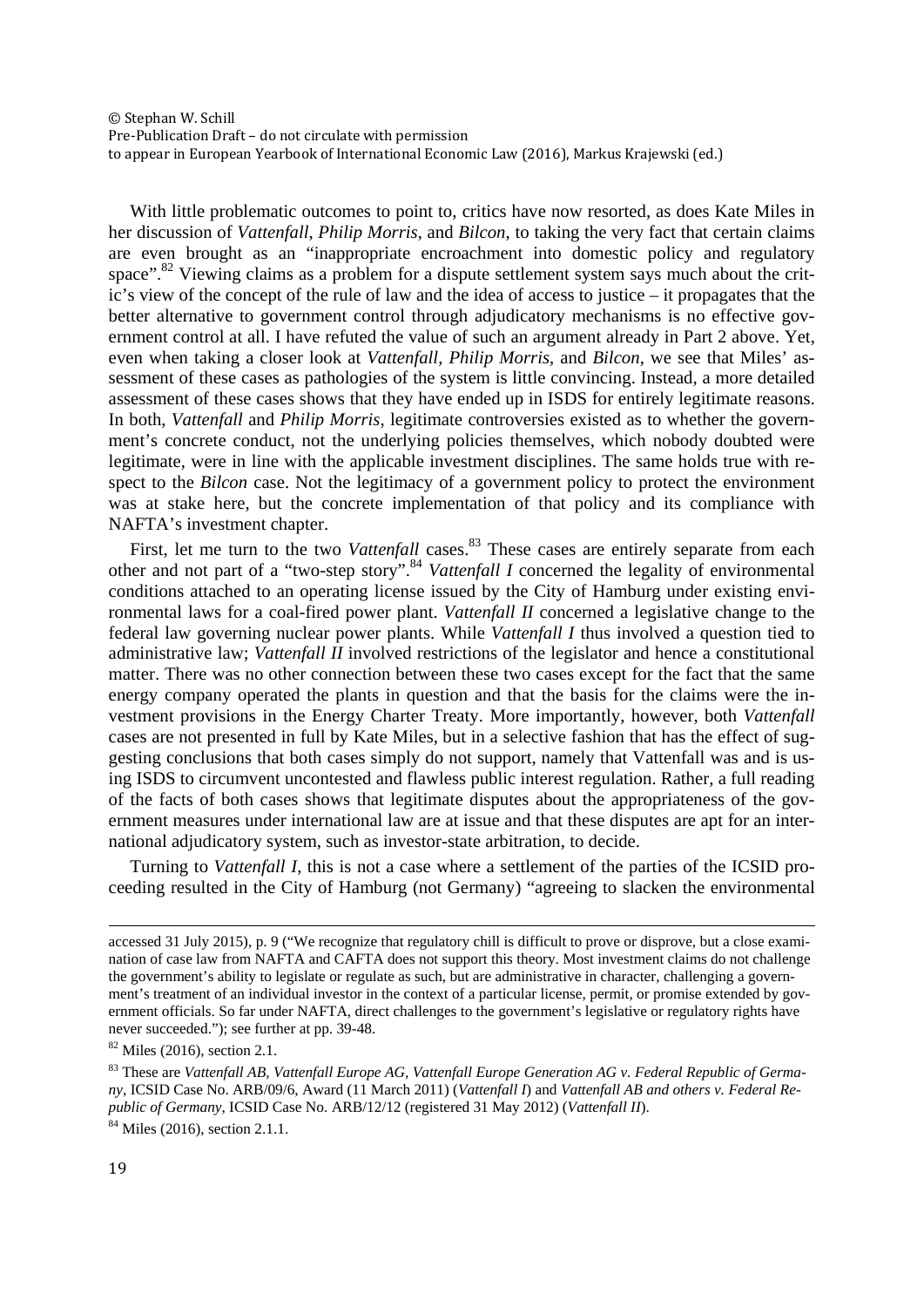With little problematic outcomes to point to, critics have now resorted, as does Kate Miles in her discussion of *Vattenfall*, *Philip Morris*, and *Bilcon*, to taking the very fact that certain claims are even brought as an "inappropriate encroachment into domestic policy and regulatory space".[82] Viewing claims as a problem for a dispute settlement system says much about the critic's view of the concept of the rule of law and the idea of access to justice – it propagates that the better alternative to government control through adjudicatory mechanisms is no effective government control at all. I have refuted the value of such an argument already in Part 2 above. Yet, even when taking a closer look at *Vattenfall*, *Philip Morris*, and *Bilcon*, we see that Miles' assessment of these cases as pathologies of the system is little convincing. Instead, a more detailed assessment of these cases shows that they have ended up in ISDS for entirely legitimate reasons. In both, *Vattenfall* and *Philip Morris*, legitimate controversies existed as to whether the government's concrete conduct, not the underlying policies themselves, which nobody doubted were legitimate, were in line with the applicable investment disciplines. The same holds true with respect to the *Bilcon* case. Not the legitimacy of a government policy to protect the environment was at stake here, but the concrete implementation of that policy and its compliance with NAFTA's investment chapter.

First, let me turn to the two *Vattenfall* cases.[83] These cases are entirely separate from each other and not part of a "two-step story".[84] *Vattenfall I* concerned the legality of environmental conditions attached to an operating license issued by the City of Hamburg under existing environmental laws for a coal-fired power plant. *Vattenfall II* concerned a legislative change to the federal law governing nuclear power plants. While *Vattenfall I* thus involved a question tied to administrative law; *Vattenfall II* involved restrictions of the legislator and hence a constitutional matter. There was no other connection between these two cases except for the fact that the same energy company operated the plants in question and that the basis for the claims were the investment provisions in the Energy Charter Treaty. More importantly, however, both *Vattenfall* cases are not presented in full by Kate Miles, but in a selective fashion that has the effect of suggesting conclusions that both cases simply do not support, namely that Vattenfall was and is using ISDS to circumvent uncontested and flawless public interest regulation. Rather, a full reading of the facts of both cases shows that legitimate disputes about the appropriateness of the government measures under international law are at issue and that these disputes are apt for an international adjudicatory system, such as investor-state arbitration, to decide.

Turning to *Vattenfall I*, this is not a case where a settlement of the parties of the ICSID proceeding resulted in the City of Hamburg (not Germany) "agreeing to slacken the environmental

---

accessed 31 July 2015), p. 9 ("We recognize that regulatory chill is difficult to prove or disprove, but a close examination of case law from NAFTA and CAFTA does not support this theory. Most investment claims do not challenge the government's ability to legislate or regulate as such, but are administrative in character, challenging a government's treatment of an individual investor in the context of a particular license, permit, or promise extended by government officials. So far under NAFTA, direct challenges to the government's legislative or regulatory rights have never succeeded."); see further at pp. 39-48.

[82] Miles (2016), section 2.1.

[83] These are *Vattenfall AB, Vattenfall Europe AG, Vattenfall Europe Generation AG v. Federal Republic of Germany*, ICSID Case No. ARB/09/6, Award (11 March 2011) (*Vattenfall I*) and *Vattenfall AB and others v. Federal Republic of Germany*, ICSID Case No. ARB/12/12 (registered 31 May 2012) (*Vattenfall II*).

[84] Miles (2016), section 2.1.1.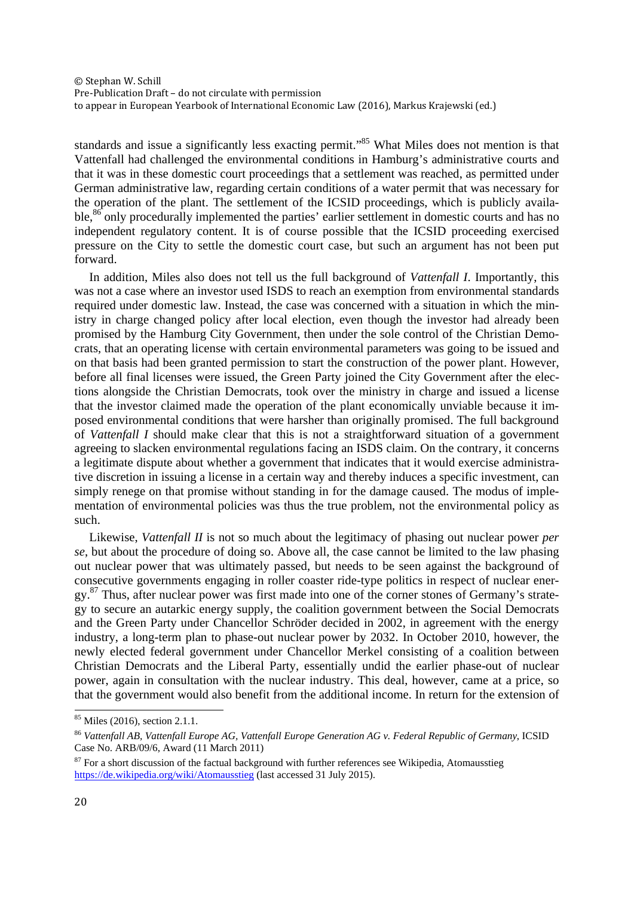standards and issue a significantly less exacting permit."[85] What Miles does not mention is that Vattenfall had challenged the environmental conditions in Hamburg's administrative courts and that it was in these domestic court proceedings that a settlement was reached, as permitted under German administrative law, regarding certain conditions of a water permit that was necessary for the operation of the plant. The settlement of the ICSID proceedings, which is publicly available,[86] only procedurally implemented the parties' earlier settlement in domestic courts and has no independent regulatory content. It is of course possible that the ICSID proceeding exercised pressure on the City to settle the domestic court case, but such an argument has not been put forward.

In addition, Miles also does not tell us the full background of *Vattenfall I*. Importantly, this was not a case where an investor used ISDS to reach an exemption from environmental standards required under domestic law. Instead, the case was concerned with a situation in which the ministry in charge changed policy after local election, even though the investor had already been promised by the Hamburg City Government, then under the sole control of the Christian Democrats, that an operating license with certain environmental parameters was going to be issued and on that basis had been granted permission to start the construction of the power plant. However, before all final licenses were issued, the Green Party joined the City Government after the elections alongside the Christian Democrats, took over the ministry in charge and issued a license that the investor claimed made the operation of the plant economically unviable because it imposed environmental conditions that were harsher than originally promised. The full background of *Vattenfall I* should make clear that this is not a straightforward situation of a government agreeing to slacken environmental regulations facing an ISDS claim. On the contrary, it concerns a legitimate dispute about whether a government that indicates that it would exercise administrative discretion in issuing a license in a certain way and thereby induces a specific investment, can simply renege on that promise without standing in for the damage caused. The modus of implementation of environmental policies was thus the true problem, not the environmental policy as such.

Likewise, *Vattenfall II* is not so much about the legitimacy of phasing out nuclear power *per se*, but about the procedure of doing so. Above all, the case cannot be limited to the law phasing out nuclear power that was ultimately passed, but needs to be seen against the background of consecutive governments engaging in roller coaster ride-type politics in respect of nuclear energy.[87] Thus, after nuclear power was first made into one of the corner stones of Germany's strategy to secure an autarkic energy supply, the coalition government between the Social Democrats and the Green Party under Chancellor Schröder decided in 2002, in agreement with the energy industry, a long-term plan to phase-out nuclear power by 2032. In October 2010, however, the newly elected federal government under Chancellor Merkel consisting of a coalition between Christian Democrats and the Liberal Party, essentially undid the earlier phase-out of nuclear power, again in consultation with the nuclear industry. This deal, however, came at a price, so that the government would also benefit from the additional income. In return for the extension of

---

[85] Miles (2016), section 2.1.1.

[86] *Vattenfall AB, Vattenfall Europe AG, Vattenfall Europe Generation AG v. Federal Republic of Germany*, ICSID Case No. ARB/09/6, Award (11 March 2011)

[87] For a short discussion of the factual background with further references see Wikipedia, Atomausstieg https://de.wikipedia.org/wiki/Atomausstieg (last accessed 31 July 2015).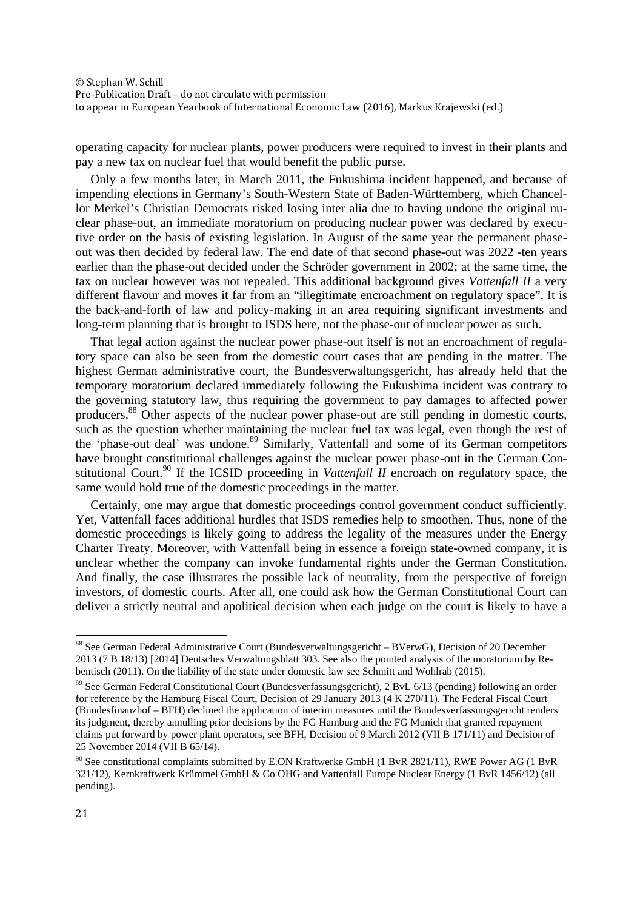operating capacity for nuclear plants, power producers were required to invest in their plants and pay a new tax on nuclear fuel that would benefit the public purse.

Only a few months later, in March 2011, the Fukushima incident happened, and because of impending elections in Germany's South-Western State of Baden-Württemberg, which Chancellor Merkel's Christian Democrats risked losing inter alia due to having undone the original nuclear phase-out, an immediate moratorium on producing nuclear power was declared by executive order on the basis of existing legislation. In August of the same year the permanent phase-out was then decided by federal law. The end date of that second phase-out was 2022 -ten years earlier than the phase-out decided under the Schröder government in 2002; at the same time, the tax on nuclear however was not repealed. This additional background gives *Vattenfall II* a very different flavour and moves it far from an "illegitimate encroachment on regulatory space". It is the back-and-forth of law and policy-making in an area requiring significant investments and long-term planning that is brought to ISDS here, not the phase-out of nuclear power as such.

That legal action against the nuclear power phase-out itself is not an encroachment of regulatory space can also be seen from the domestic court cases that are pending in the matter. The highest German administrative court, the Bundesverwaltungsgericht, has already held that the temporary moratorium declared immediately following the Fukushima incident was contrary to the governing statutory law, thus requiring the government to pay damages to affected power producers.[88] Other aspects of the nuclear power phase-out are still pending in domestic courts, such as the question whether maintaining the nuclear fuel tax was legal, even though the rest of the 'phase-out deal' was undone.[89] Similarly, Vattenfall and some of its German competitors have brought constitutional challenges against the nuclear power phase-out in the German Constitutional Court.[90] If the ICSID proceeding in *Vattenfall II* encroach on regulatory space, the same would hold true of the domestic proceedings in the matter.

Certainly, one may argue that domestic proceedings control government conduct sufficiently. Yet, Vattenfall faces additional hurdles that ISDS remedies help to smoothen. Thus, none of the domestic proceedings is likely going to address the legality of the measures under the Energy Charter Treaty. Moreover, with Vattenfall being in essence a foreign state-owned company, it is unclear whether the company can invoke fundamental rights under the German Constitution. And finally, the case illustrates the possible lack of neutrality, from the perspective of foreign investors, of domestic courts. After all, one could ask how the German Constitutional Court can deliver a strictly neutral and apolitical decision when each judge on the court is likely to have a

[88] See German Federal Administrative Court (Bundesverwaltungsgericht – BVerwG), Decision of 20 December 2013 (7 B 18/13) [2014] Deutsches Verwaltungsblatt 303. See also the pointed analysis of the moratorium by Rebentisch (2011). On the liability of the state under domestic law see Schmitt and Wohlrab (2015).

[89] See German Federal Constitutional Court (Bundesverfassungsgericht), 2 BvL 6/13 (pending) following an order for reference by the Hamburg Fiscal Court, Decision of 29 January 2013 (4 K 270/11). The Federal Fiscal Court (Bundesfinanzhof – BFH) declined the application of interim measures until the Bundesverfassungsgericht renders its judgment, thereby annulling prior decisions by the FG Hamburg and the FG Munich that granted repayment claims put forward by power plant operators, see BFH, Decision of 9 March 2012 (VII B 171/11) and Decision of 25 November 2014 (VII B 65/14).

[90] See constitutional complaints submitted by E.ON Kraftwerke GmbH (1 BvR 2821/11), RWE Power AG (1 BvR 321/12), Kernkraftwerk Krümmel GmbH & Co OHG and Vattenfall Europe Nuclear Energy (1 BvR 1456/12) (all pending).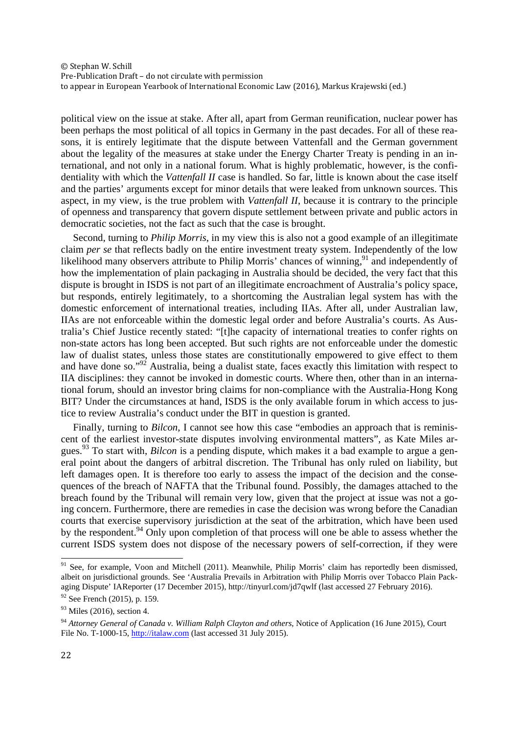political view on the issue at stake. After all, apart from German reunification, nuclear power has been perhaps the most political of all topics in Germany in the past decades. For all of these reasons, it is entirely legitimate that the dispute between Vattenfall and the German government about the legality of the measures at stake under the Energy Charter Treaty is pending in an international, and not only in a national forum. What is highly problematic, however, is the confidentiality with which the *Vattenfall II* case is handled. So far, little is known about the case itself and the parties' arguments except for minor details that were leaked from unknown sources. This aspect, in my view, is the true problem with *Vattenfall II*, because it is contrary to the principle of openness and transparency that govern dispute settlement between private and public actors in democratic societies, not the fact as such that the case is brought.

Second, turning to *Philip Morris*, in my view this is also not a good example of an illegitimate claim *per se* that reflects badly on the entire investment treaty system. Independently of the low likelihood many observers attribute to Philip Morris' chances of winning,[91] and independently of how the implementation of plain packaging in Australia should be decided, the very fact that this dispute is brought in ISDS is not part of an illegitimate encroachment of Australia's policy space, but responds, entirely legitimately, to a shortcoming the Australian legal system has with the domestic enforcement of international treaties, including IIAs. After all, under Australian law, IIAs are not enforceable within the domestic legal order and before Australia's courts. As Australia's Chief Justice recently stated: "[t]he capacity of international treaties to confer rights on non-state actors has long been accepted. But such rights are not enforceable under the domestic law of dualist states, unless those states are constitutionally empowered to give effect to them and have done so."[92] Australia, being a dualist state, faces exactly this limitation with respect to IIA disciplines: they cannot be invoked in domestic courts. Where then, other than in an international forum, should an investor bring claims for non-compliance with the Australia-Hong Kong BIT? Under the circumstances at hand, ISDS is the only available forum in which access to justice to review Australia's conduct under the BIT in question is granted.

Finally, turning to *Bilcon*, I cannot see how this case "embodies an approach that is reminiscent of the earliest investor-state disputes involving environmental matters", as Kate Miles argues.[93] To start with, *Bilcon* is a pending dispute, which makes it a bad example to argue a general point about the dangers of arbitral discretion. The Tribunal has only ruled on liability, but left damages open. It is therefore too early to assess the impact of the decision and the consequences of the breach of NAFTA that the Tribunal found. Possibly, the damages attached to the breach found by the Tribunal will remain very low, given that the project at issue was not a going concern. Furthermore, there are remedies in case the decision was wrong before the Canadian courts that exercise supervisory jurisdiction at the seat of the arbitration, which have been used by the respondent.[94] Only upon completion of that process will one be able to assess whether the current ISDS system does not dispose of the necessary powers of self-correction, if they were

---

[91] See, for example, Voon and Mitchell (2011). Meanwhile, Philip Morris' claim has reportedly been dismissed, albeit on jurisdictional grounds. See 'Australia Prevails in Arbitration with Philip Morris over Tobacco Plain Packaging Dispute' IAReporter (17 December 2015), http://tinyurl.com/jd7qwlf (last accessed 27 February 2016).

[92] See French (2015), p. 159.

[93] Miles (2016), section 4.

[94] *Attorney General of Canada v. William Ralph Clayton and others*, Notice of Application (16 June 2015), Court File No. T-1000-15, http://italaw.com (last accessed 31 July 2015).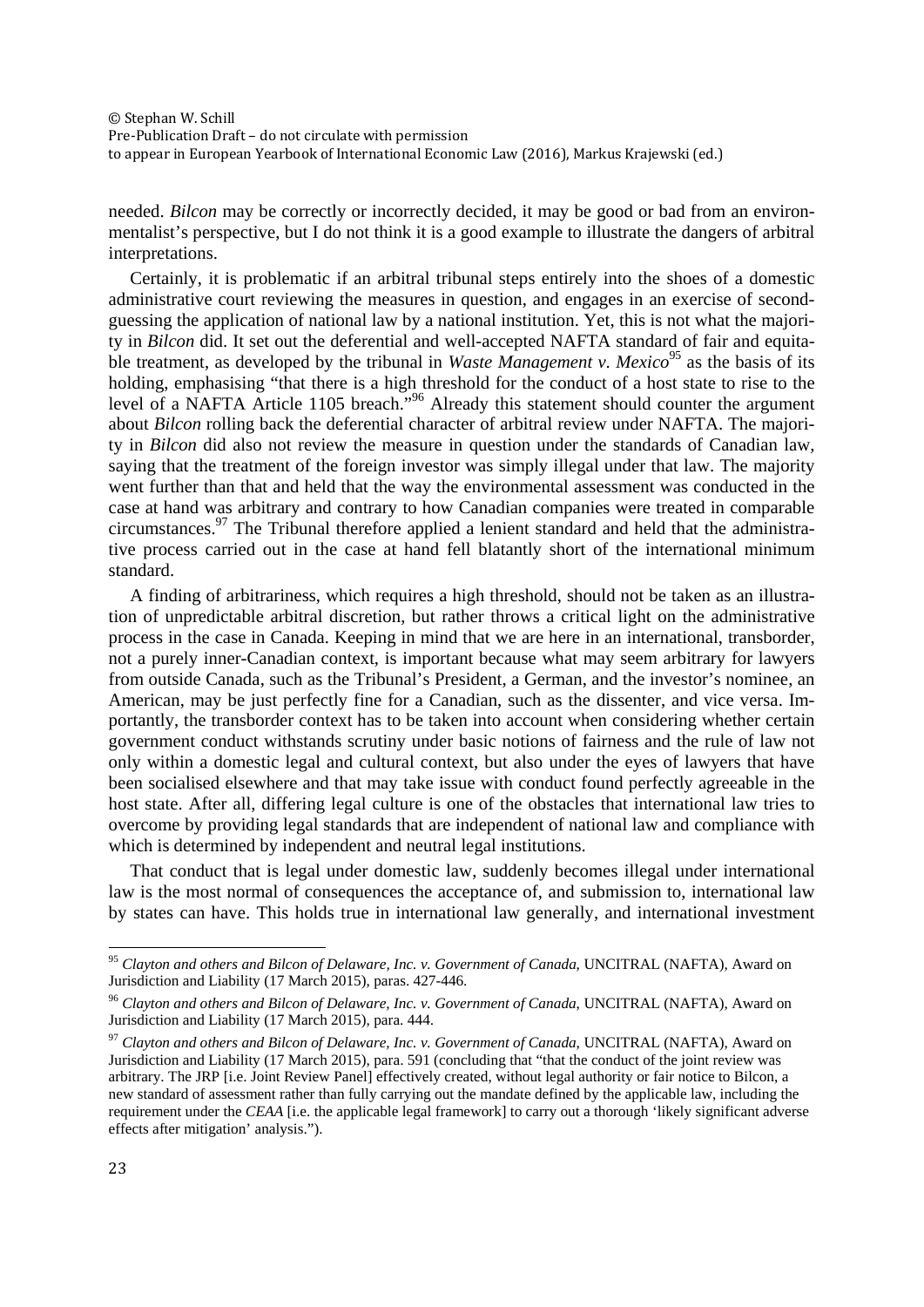needed. *Bilcon* may be correctly or incorrectly decided, it may be good or bad from an environmentalist's perspective, but I do not think it is a good example to illustrate the dangers of arbitral interpretations.

Certainly, it is problematic if an arbitral tribunal steps entirely into the shoes of a domestic administrative court reviewing the measures in question, and engages in an exercise of second-guessing the application of national law by a national institution. Yet, this is not what the majority in *Bilcon* did. It set out the deferential and well-accepted NAFTA standard of fair and equitable treatment, as developed by the tribunal in *Waste Management v. Mexico*[95] as the basis of its holding, emphasising "that there is a high threshold for the conduct of a host state to rise to the level of a NAFTA Article 1105 breach."[96] Already this statement should counter the argument about *Bilcon* rolling back the deferential character of arbitral review under NAFTA. The majority in *Bilcon* did also not review the measure in question under the standards of Canadian law, saying that the treatment of the foreign investor was simply illegal under that law. The majority went further than that and held that the way the environmental assessment was conducted in the case at hand was arbitrary and contrary to how Canadian companies were treated in comparable circumstances.[97] The Tribunal therefore applied a lenient standard and held that the administrative process carried out in the case at hand fell blatantly short of the international minimum standard.

A finding of arbitrariness, which requires a high threshold, should not be taken as an illustration of unpredictable arbitral discretion, but rather throws a critical light on the administrative process in the case in Canada. Keeping in mind that we are here in an international, transborder, not a purely inner-Canadian context, is important because what may seem arbitrary for lawyers from outside Canada, such as the Tribunal's President, a German, and the investor's nominee, an American, may be just perfectly fine for a Canadian, such as the dissenter, and vice versa. Importantly, the transborder context has to be taken into account when considering whether certain government conduct withstands scrutiny under basic notions of fairness and the rule of law not only within a domestic legal and cultural context, but also under the eyes of lawyers that have been socialised elsewhere and that may take issue with conduct found perfectly agreeable in the host state. After all, differing legal culture is one of the obstacles that international law tries to overcome by providing legal standards that are independent of national law and compliance with which is determined by independent and neutral legal institutions.

That conduct that is legal under domestic law, suddenly becomes illegal under international law is the most normal of consequences the acceptance of, and submission to, international law by states can have. This holds true in international law generally, and international investment

---

[95] *Clayton and others and Bilcon of Delaware, Inc. v. Government of Canada*, UNCITRAL (NAFTA), Award on Jurisdiction and Liability (17 March 2015), paras. 427-446.

[96] *Clayton and others and Bilcon of Delaware, Inc. v. Government of Canada*, UNCITRAL (NAFTA), Award on Jurisdiction and Liability (17 March 2015), para. 444.

[97] *Clayton and others and Bilcon of Delaware, Inc. v. Government of Canada*, UNCITRAL (NAFTA), Award on Jurisdiction and Liability (17 March 2015), para. 591 (concluding that "that the conduct of the joint review was arbitrary. The JRP [i.e. Joint Review Panel] effectively created, without legal authority or fair notice to Bilcon, a new standard of assessment rather than fully carrying out the mandate defined by the applicable law, including the requirement under the *CEAA* [i.e. the applicable legal framework] to carry out a thorough 'likely significant adverse effects after mitigation' analysis.").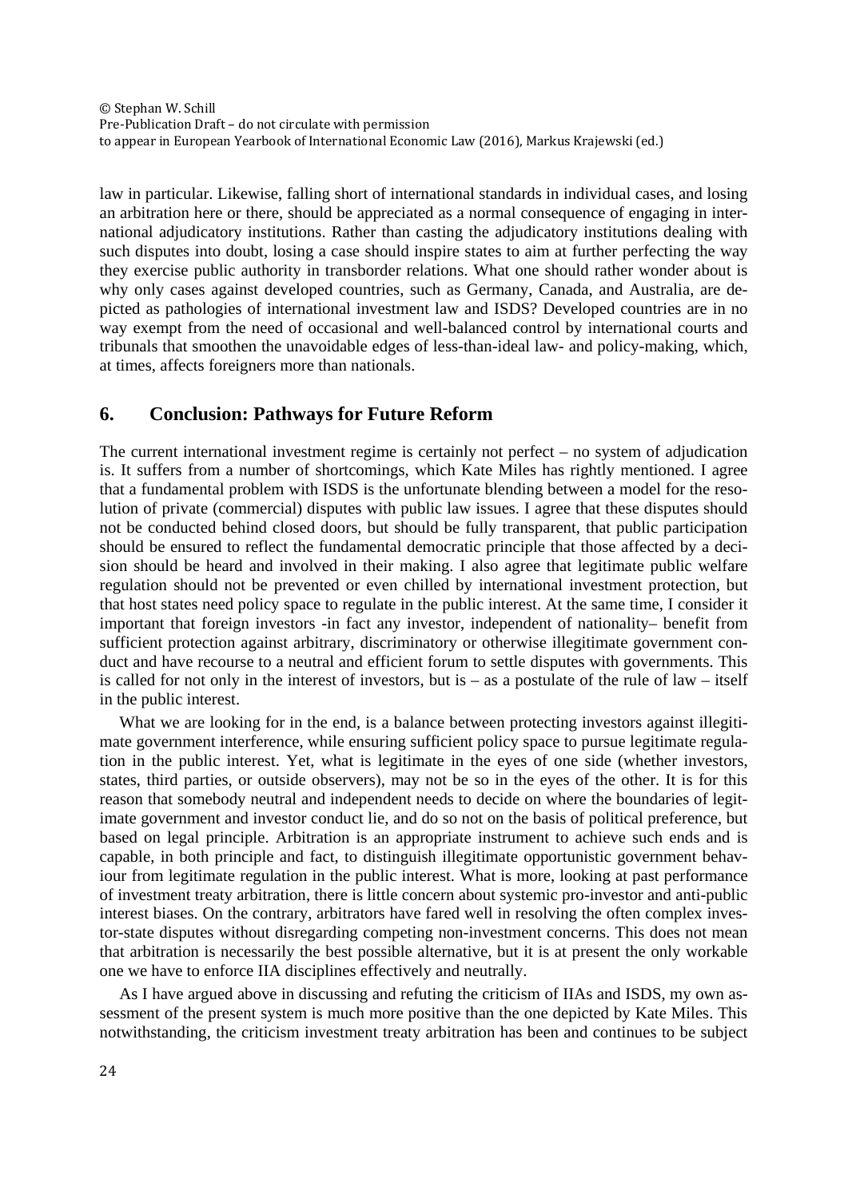law in particular. Likewise, falling short of international standards in individual cases, and losing an arbitration here or there, should be appreciated as a normal consequence of engaging in international adjudicatory institutions. Rather than casting the adjudicatory institutions dealing with such disputes into doubt, losing a case should inspire states to aim at further perfecting the way they exercise public authority in transborder relations. What one should rather wonder about is why only cases against developed countries, such as Germany, Canada, and Australia, are depicted as pathologies of international investment law and ISDS? Developed countries are in no way exempt from the need of occasional and well-balanced control by international courts and tribunals that smoothen the unavoidable edges of less-than-ideal law- and policy-making, which, at times, affects foreigners more than nationals.

## 6. Conclusion: Pathways for Future Reform

The current international investment regime is certainly not perfect – no system of adjudication is. It suffers from a number of shortcomings, which Kate Miles has rightly mentioned. I agree that a fundamental problem with ISDS is the unfortunate blending between a model for the resolution of private (commercial) disputes with public law issues. I agree that these disputes should not be conducted behind closed doors, but should be fully transparent, that public participation should be ensured to reflect the fundamental democratic principle that those affected by a decision should be heard and involved in their making. I also agree that legitimate public welfare regulation should not be prevented or even chilled by international investment protection, but that host states need policy space to regulate in the public interest. At the same time, I consider it important that foreign investors -in fact any investor, independent of nationality– benefit from sufficient protection against arbitrary, discriminatory or otherwise illegitimate government conduct and have recourse to a neutral and efficient forum to settle disputes with governments. This is called for not only in the interest of investors, but is – as a postulate of the rule of law – itself in the public interest.

What we are looking for in the end, is a balance between protecting investors against illegitimate government interference, while ensuring sufficient policy space to pursue legitimate regulation in the public interest. Yet, what is legitimate in the eyes of one side (whether investors, states, third parties, or outside observers), may not be so in the eyes of the other. It is for this reason that somebody neutral and independent needs to decide on where the boundaries of legitimate government and investor conduct lie, and do so not on the basis of political preference, but based on legal principle. Arbitration is an appropriate instrument to achieve such ends and is capable, in both principle and fact, to distinguish illegitimate opportunistic government behaviour from legitimate regulation in the public interest. What is more, looking at past performance of investment treaty arbitration, there is little concern about systemic pro-investor and anti-public interest biases. On the contrary, arbitrators have fared well in resolving the often complex investor-state disputes without disregarding competing non-investment concerns. This does not mean that arbitration is necessarily the best possible alternative, but it is at present the only workable one we have to enforce IIA disciplines effectively and neutrally.

As I have argued above in discussing and refuting the criticism of IIAs and ISDS, my own assessment of the present system is much more positive than the one depicted by Kate Miles. This notwithstanding, the criticism investment treaty arbitration has been and continues to be subject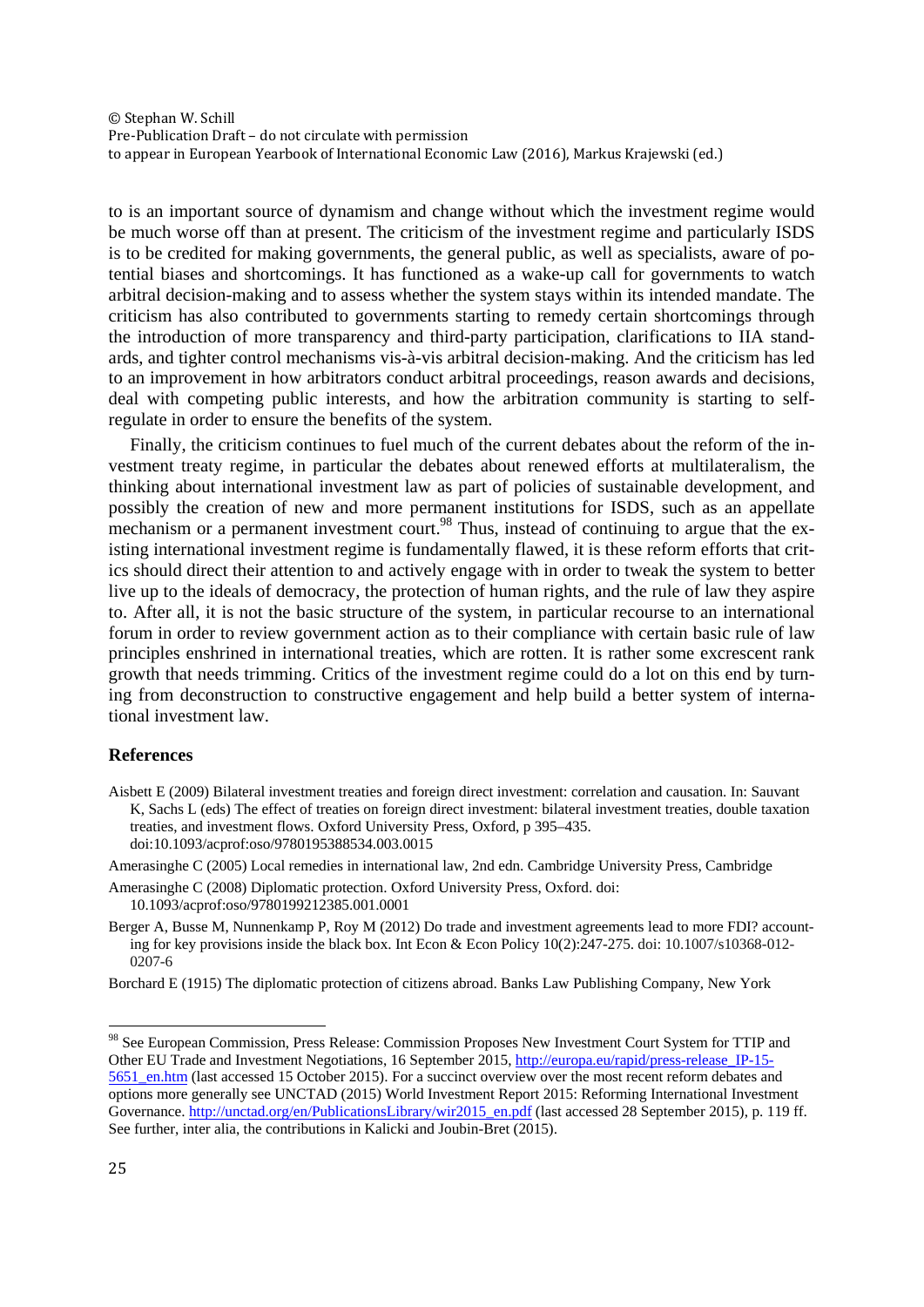to is an important source of dynamism and change without which the investment regime would be much worse off than at present. The criticism of the investment regime and particularly ISDS is to be credited for making governments, the general public, as well as specialists, aware of potential biases and shortcomings. It has functioned as a wake-up call for governments to watch arbitral decision-making and to assess whether the system stays within its intended mandate. The criticism has also contributed to governments starting to remedy certain shortcomings through the introduction of more transparency and third-party participation, clarifications to IIA standards, and tighter control mechanisms vis-à-vis arbitral decision-making. And the criticism has led to an improvement in how arbitrators conduct arbitral proceedings, reason awards and decisions, deal with competing public interests, and how the arbitration community is starting to self-regulate in order to ensure the benefits of the system.

Finally, the criticism continues to fuel much of the current debates about the reform of the investment treaty regime, in particular the debates about renewed efforts at multilateralism, the thinking about international investment law as part of policies of sustainable development, and possibly the creation of new and more permanent institutions for ISDS, such as an appellate mechanism or a permanent investment court.[98] Thus, instead of continuing to argue that the existing international investment regime is fundamentally flawed, it is these reform efforts that critics should direct their attention to and actively engage with in order to tweak the system to better live up to the ideals of democracy, the protection of human rights, and the rule of law they aspire to. After all, it is not the basic structure of the system, in particular recourse to an international forum in order to review government action as to their compliance with certain basic rule of law principles enshrined in international treaties, which are rotten. It is rather some excrescent rank growth that needs trimming. Critics of the investment regime could do a lot on this end by turning from deconstruction to constructive engagement and help build a better system of international investment law.

## References

Aisbett E (2009) Bilateral investment treaties and foreign direct investment: correlation and causation. In: Sauvant K, Sachs L (eds) The effect of treaties on foreign direct investment: bilateral investment treaties, double taxation treaties, and investment flows. Oxford University Press, Oxford, p 395–435. doi:10.1093/acprof:oso/9780195388534.003.0015

Amerasinghe C (2005) Local remedies in international law, 2nd edn. Cambridge University Press, Cambridge

Amerasinghe C (2008) Diplomatic protection. Oxford University Press, Oxford. doi: 10.1093/acprof:oso/9780199212385.001.0001

Berger A, Busse M, Nunnenkamp P, Roy M (2012) Do trade and investment agreements lead to more FDI? accounting for key provisions inside the black box. Int Econ & Econ Policy 10(2):247-275. doi: 10.1007/s10368-012-0207-6

Borchard E (1915) The diplomatic protection of citizens abroad. Banks Law Publishing Company, New York

---

[98] See European Commission, Press Release: Commission Proposes New Investment Court System for TTIP and Other EU Trade and Investment Negotiations, 16 September 2015, http://europa.eu/rapid/press-release_IP-15-5651_en.htm (last accessed 15 October 2015). For a succinct overview over the most recent reform debates and options more generally see UNCTAD (2015) World Investment Report 2015: Reforming International Investment Governance. http://unctad.org/en/PublicationsLibrary/wir2015_en.pdf (last accessed 28 September 2015), p. 119 ff. See further, inter alia, the contributions in Kalicki and Joubin-Bret (2015).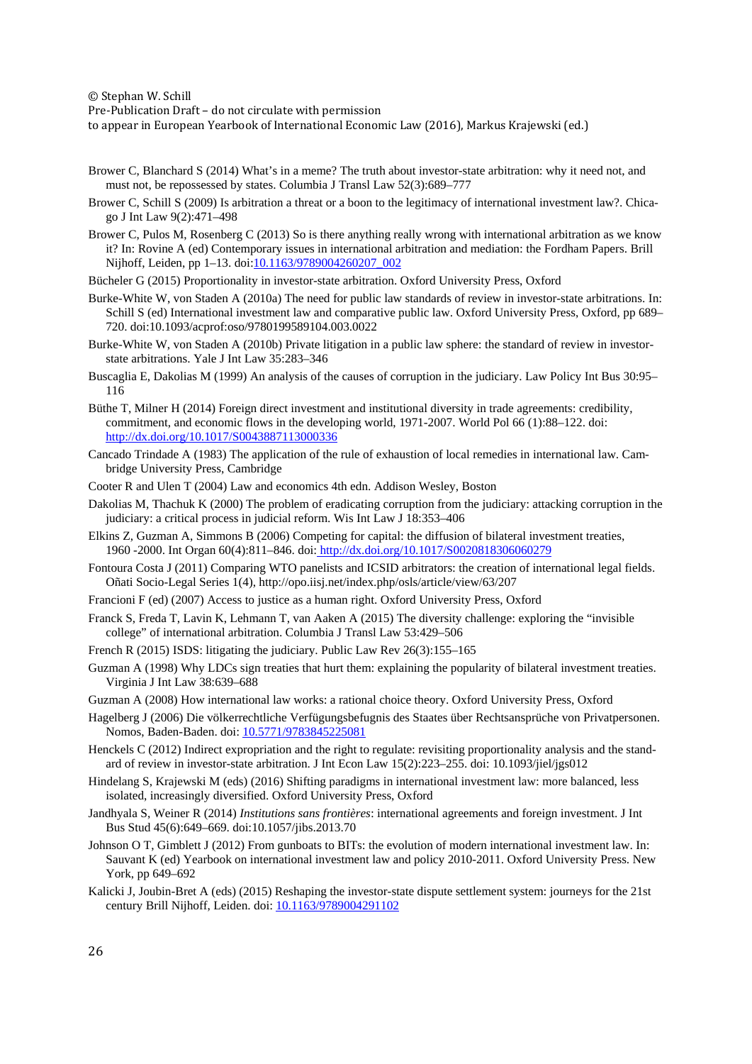Brower C, Blanchard S (2014) What's in a meme? The truth about investor-state arbitration: why it need not, and must not, be repossessed by states. Columbia J Transl Law 52(3):689–777

Brower C, Schill S (2009) Is arbitration a threat or a boon to the legitimacy of international investment law?. Chicago J Int Law 9(2):471–498

Brower C, Pulos M, Rosenberg C (2013) So is there anything really wrong with international arbitration as we know it? In: Rovine A (ed) Contemporary issues in international arbitration and mediation: the Fordham Papers. Brill Nijhoff, Leiden, pp 1–13. doi:10.1163/9789004260207_002

Bücheler G (2015) Proportionality in investor-state arbitration. Oxford University Press, Oxford

Burke-White W, von Staden A (2010a) The need for public law standards of review in investor-state arbitrations. In: Schill S (ed) International investment law and comparative public law. Oxford University Press, Oxford, pp 689–720. doi:10.1093/acprof:oso/9780199589104.003.0022

Burke-White W, von Staden A (2010b) Private litigation in a public law sphere: the standard of review in investor-state arbitrations. Yale J Int Law 35:283–346

Buscaglia E, Dakolias M (1999) An analysis of the causes of corruption in the judiciary. Law Policy Int Bus 30:95–116

Büthe T, Milner H (2014) Foreign direct investment and institutional diversity in trade agreements: credibility, commitment, and economic flows in the developing world, 1971-2007. World Pol 66 (1):88–122. doi: http://dx.doi.org/10.1017/S0043887113000336

Cancado Trindade A (1983) The application of the rule of exhaustion of local remedies in international law. Cambridge University Press, Cambridge

Cooter R and Ulen T (2004) Law and economics 4th edn. Addison Wesley, Boston

Dakolias M, Thachuk K (2000) The problem of eradicating corruption from the judiciary: attacking corruption in the judiciary: a critical process in judicial reform. Wis Int Law J 18:353–406

Elkins Z, Guzman A, Simmons B (2006) Competing for capital: the diffusion of bilateral investment treaties, 1960 -2000. Int Organ 60(4):811–846. doi: http://dx.doi.org/10.1017/S0020818306060279

Fontoura Costa J (2011) Comparing WTO panelists and ICSID arbitrators: the creation of international legal fields. Oñati Socio-Legal Series 1(4), http://opo.iisj.net/index.php/osls/article/view/63/207

Francioni F (ed) (2007) Access to justice as a human right. Oxford University Press, Oxford

Franck S, Freda T, Lavin K, Lehmann T, van Aaken A (2015) The diversity challenge: exploring the "invisible college" of international arbitration. Columbia J Transl Law 53:429–506

French R (2015) ISDS: litigating the judiciary. Public Law Rev 26(3):155–165

Guzman A (1998) Why LDCs sign treaties that hurt them: explaining the popularity of bilateral investment treaties. Virginia J Int Law 38:639–688

Guzman A (2008) How international law works: a rational choice theory. Oxford University Press, Oxford

Hagelberg J (2006) Die völkerrechtliche Verfügungsbefugnis des Staates über Rechtsansprüche von Privatpersonen. Nomos, Baden-Baden. doi: 10.5771/9783845225081

Henckels C (2012) Indirect expropriation and the right to regulate: revisiting proportionality analysis and the standard of review in investor-state arbitration. J Int Econ Law 15(2):223–255. doi: 10.1093/jiel/jgs012

Hindelang S, Krajewski M (eds) (2016) Shifting paradigms in international investment law: more balanced, less isolated, increasingly diversified. Oxford University Press, Oxford

Jandhyala S, Weiner R (2014) *Institutions sans frontières*: international agreements and foreign investment. J Int Bus Stud 45(6):649–669. doi:10.1057/jibs.2013.70

Johnson O T, Gimblett J (2012) From gunboats to BITs: the evolution of modern international investment law. In: Sauvant K (ed) Yearbook on international investment law and policy 2010-2011. Oxford University Press. New York, pp 649–692

Kalicki J, Joubin-Bret A (eds) (2015) Reshaping the investor-state dispute settlement system: journeys for the 21st century Brill Nijhoff, Leiden. doi: 10.1163/9789004291102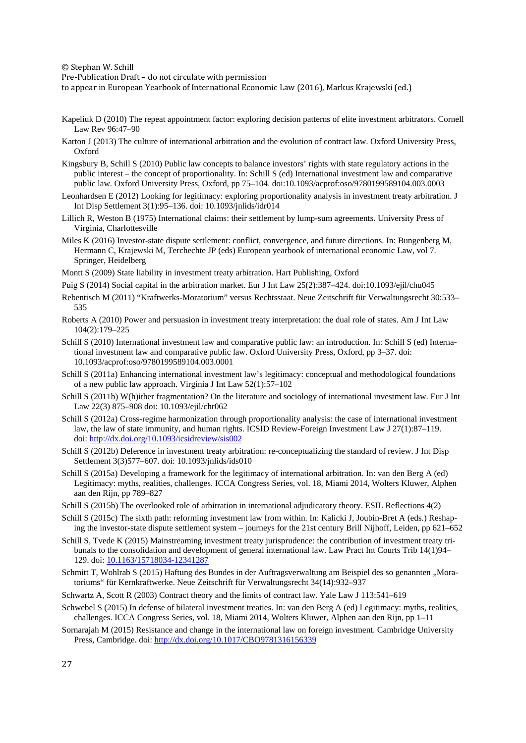Kapeliuk D (2010) The repeat appointment factor: exploring decision patterns of elite investment arbitrators. Cornell Law Rev 96:47–90

Karton J (2013) The culture of international arbitration and the evolution of contract law. Oxford University Press, Oxford

Kingsbury B, Schill S (2010) Public law concepts to balance investors' rights with state regulatory actions in the public interest – the concept of proportionality. In: Schill S (ed) International investment law and comparative public law. Oxford University Press, Oxford, pp 75–104. doi:10.1093/acprof:oso/9780199589104.003.0003

Leonhardsen E (2012) Looking for legitimacy: exploring proportionality analysis in investment treaty arbitration. J Int Disp Settlement 3(1):95–136. doi: 10.1093/jnlids/idr014

Lillich R, Weston B (1975) International claims: their settlement by lump-sum agreements. University Press of Virginia, Charlottesville

Miles K (2016) Investor-state dispute settlement: conflict, convergence, and future directions. In: Bungenberg M, Hermann C, Krajewski M, Terchechte JP (eds) European yearbook of international economic Law, vol 7. Springer, Heidelberg

Montt S (2009) State liability in investment treaty arbitration. Hart Publishing, Oxford

Puig S (2014) Social capital in the arbitration market. Eur J Int Law 25(2):387–424. doi:10.1093/ejil/chu045

Rebentisch M (2011) "Kraftwerks-Moratorium" versus Rechtsstaat. Neue Zeitschrift für Verwaltungsrecht 30:533–535

Roberts A (2010) Power and persuasion in investment treaty interpretation: the dual role of states. Am J Int Law 104(2):179–225

Schill S (2010) International investment law and comparative public law: an introduction. In: Schill S (ed) International investment law and comparative public law. Oxford University Press, Oxford, pp 3–37. doi: 10.1093/acprof:oso/9780199589104.003.0001

Schill S (2011a) Enhancing international investment law's legitimacy: conceptual and methodological foundations of a new public law approach. Virginia J Int Law 52(1):57–102

Schill S (2011b) W(h)ither fragmentation? On the literature and sociology of international investment law. Eur J Int Law 22(3) 875–908 doi: 10.1093/ejil/chr062

Schill S (2012a) Cross-regime harmonization through proportionality analysis: the case of international investment law, the law of state immunity, and human rights. ICSID Review-Foreign Investment Law J 27(1):87–119. doi: http://dx.doi.org/10.1093/icsidreview/sis002

Schill S (2012b) Deference in investment treaty arbitration: re-conceptualizing the standard of review. J Int Disp Settlement 3(3)577–607. doi: 10.1093/jnlids/ids010

Schill S (2015a) Developing a framework for the legitimacy of international arbitration. In: van den Berg A (ed) Legitimacy: myths, realities, challenges. ICCA Congress Series, vol. 18, Miami 2014, Wolters Kluwer, Alphen aan den Rijn, pp 789–827

Schill S (2015b) The overlooked role of arbitration in international adjudicatory theory. ESIL Reflections 4(2)

Schill S (2015c) The sixth path: reforming investment law from within. In: Kalicki J, Joubin-Bret A (eds.) Reshaping the investor-state dispute settlement system – journeys for the 21st century Brill Nijhoff, Leiden, pp 621–652

Schill S, Tvede K (2015) Mainstreaming investment treaty jurisprudence: the contribution of investment treaty tribunals to the consolidation and development of general international law. Law Pract Int Courts Trib 14(1)94–129. doi: 10.1163/15718034-12341287

Schmitt T, Wohlrab S (2015) Haftung des Bundes in der Auftragsverwaltung am Beispiel des so genannten „Moratoriums" für Kernkraftwerke. Neue Zeitschrift für Verwaltungsrecht 34(14):932–937

Schwartz A, Scott R (2003) Contract theory and the limits of contract law. Yale Law J 113:541–619

Schwebel S (2015) In defense of bilateral investment treaties. In: van den Berg A (ed) Legitimacy: myths, realities, challenges. ICCA Congress Series, vol. 18, Miami 2014, Wolters Kluwer, Alphen aan den Rijn, pp 1–11

Sornarajah M (2015) Resistance and change in the international law on foreign investment. Cambridge University Press, Cambridge. doi: http://dx.doi.org/10.1017/CBO9781316156339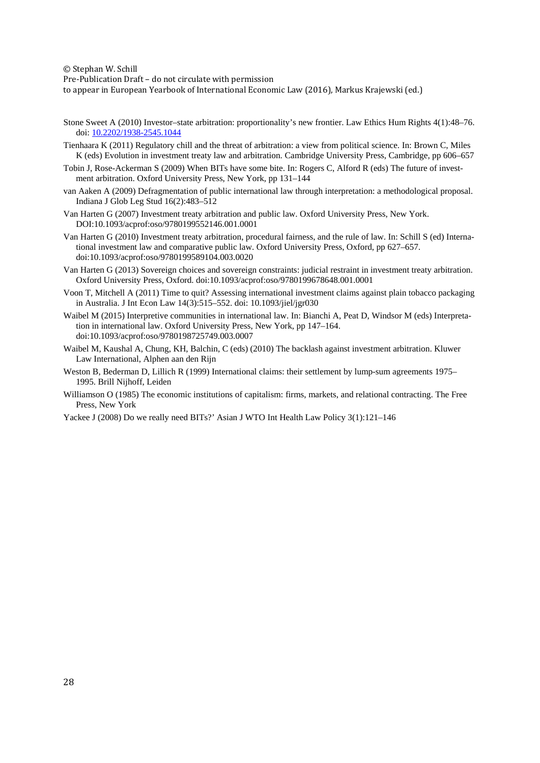Stone Sweet A (2010) Investor–state arbitration: proportionality's new frontier. Law Ethics Hum Rights 4(1):48–76. doi: 10.2202/1938-2545.1044

Tienhaara K (2011) Regulatory chill and the threat of arbitration: a view from political science. In: Brown C, Miles K (eds) Evolution in investment treaty law and arbitration. Cambridge University Press, Cambridge, pp 606–657

Tobin J, Rose-Ackerman S (2009) When BITs have some bite. In: Rogers C, Alford R (eds) The future of investment arbitration. Oxford University Press, New York, pp 131–144

van Aaken A (2009) Defragmentation of public international law through interpretation: a methodological proposal. Indiana J Glob Leg Stud 16(2):483–512

Van Harten G (2007) Investment treaty arbitration and public law. Oxford University Press, New York. DOI:10.1093/acprof:oso/9780199552146.001.0001

Van Harten G (2010) Investment treaty arbitration, procedural fairness, and the rule of law. In: Schill S (ed) International investment law and comparative public law. Oxford University Press, Oxford, pp 627–657. doi:10.1093/acprof:oso/9780199589104.003.0020

Van Harten G (2013) Sovereign choices and sovereign constraints: judicial restraint in investment treaty arbitration. Oxford University Press, Oxford. doi:10.1093/acprof:oso/9780199678648.001.0001

Voon T, Mitchell A (2011) Time to quit? Assessing international investment claims against plain tobacco packaging in Australia. J Int Econ Law 14(3):515–552. doi: 10.1093/jiel/jgr030

Waibel M (2015) Interpretive communities in international law. In: Bianchi A, Peat D, Windsor M (eds) Interpretation in international law. Oxford University Press, New York, pp 147–164. doi:10.1093/acprof:oso/9780198725749.003.0007

Waibel M, Kaushal A, Chung, KH, Balchin, C (eds) (2010) The backlash against investment arbitration. Kluwer Law International, Alphen aan den Rijn

Weston B, Bederman D, Lillich R (1999) International claims: their settlement by lump-sum agreements 1975–1995. Brill Nijhoff, Leiden

Williamson O (1985) The economic institutions of capitalism: firms, markets, and relational contracting. The Free Press, New York

Yackee J (2008) Do we really need BITs?' Asian J WTO Int Health Law Policy 3(1):121–146